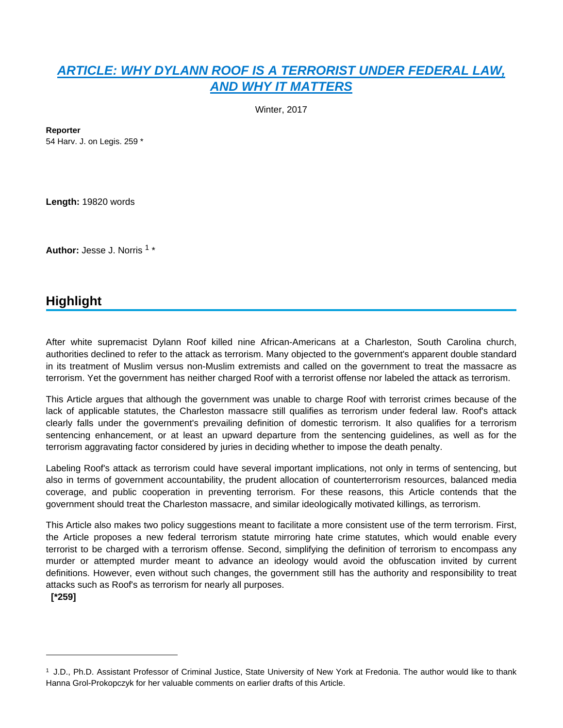# ARTICLE: WHY DYLANN ROOF IS A TERRORIST UNDER FEDERAL LAW, AND WHY IT MATTERS

Winter, 2017

**Reporter**
54 Harv. J. on Legis. 259 *

**Length:** 19820 words

**Author:** Jesse J. Norris [1] *

## Highlight

After white supremacist Dylann Roof killed nine African-Americans at a Charleston, South Carolina church, authorities declined to refer to the attack as terrorism. Many objected to the government's apparent double standard in its treatment of Muslim versus non-Muslim extremists and called on the government to treat the massacre as terrorism. Yet the government has neither charged Roof with a terrorist offense nor labeled the attack as terrorism.

This Article argues that although the government was unable to charge Roof with terrorist crimes because of the lack of applicable statutes, the Charleston massacre still qualifies as terrorism under federal law. Roof's attack clearly falls under the government's prevailing definition of domestic terrorism. It also qualifies for a terrorism sentencing enhancement, or at least an upward departure from the sentencing guidelines, as well as for the terrorism aggravating factor considered by juries in deciding whether to impose the death penalty.

Labeling Roof's attack as terrorism could have several important implications, not only in terms of sentencing, but also in terms of government accountability, the prudent allocation of counterterrorism resources, balanced media coverage, and public cooperation in preventing terrorism. For these reasons, this Article contends that the government should treat the Charleston massacre, and similar ideologically motivated killings, as terrorism.

This Article also makes two policy suggestions meant to facilitate a more consistent use of the term terrorism. First, the Article proposes a new federal terrorism statute mirroring hate crime statutes, which would enable every terrorist to be charged with a terrorism offense. Second, simplifying the definition of terrorism to encompass any murder or attempted murder meant to advance an ideology would avoid the obfuscation invited by current definitions. However, even without such changes, the government still has the authority and responsibility to treat attacks such as Roof's as terrorism for nearly all purposes.

**[*259]**

---

[1] J.D., Ph.D. Assistant Professor of Criminal Justice, State University of New York at Fredonia. The author would like to thank Hanna Grol-Prokopczyk for her valuable comments on earlier drafts of this Article.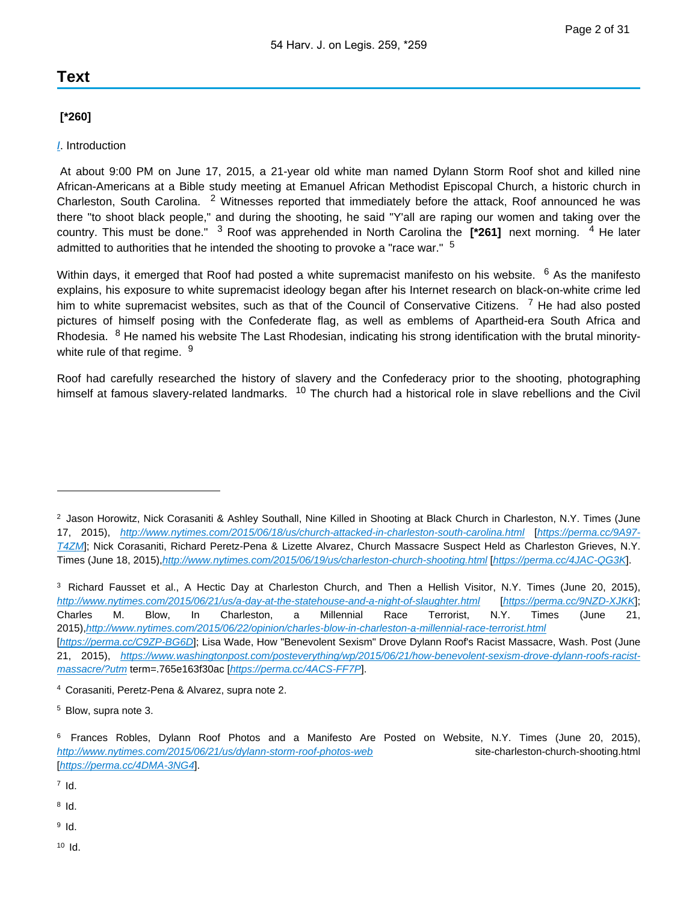## Text

**[*260]**

I. Introduction

At about 9:00 PM on June 17, 2015, a 21-year old white man named Dylann Storm Roof shot and killed nine African-Americans at a Bible study meeting at Emanuel African Methodist Episcopal Church, a historic church in Charleston, South Carolina. [2] Witnesses reported that immediately before the attack, Roof announced he was there "to shoot black people," and during the shooting, he said "Y'all are raping our women and taking over the country. This must be done." [3] Roof was apprehended in North Carolina the **[*261]** next morning. [4] He later admitted to authorities that he intended the shooting to provoke a "race war." [5]

Within days, it emerged that Roof had posted a white supremacist manifesto on his website. [6] As the manifesto explains, his exposure to white supremacist ideology began after his Internet research on black-on-white crime led him to white supremacist websites, such as that of the Council of Conservative Citizens. [7] He had also posted pictures of himself posing with the Confederate flag, as well as emblems of Apartheid-era South Africa and Rhodesia. [8] He named his website The Last Rhodesian, indicating his strong identification with the brutal minority-white rule of that regime. [9]

Roof had carefully researched the history of slavery and the Confederacy prior to the shooting, photographing himself at famous slavery-related landmarks. [10] The church had a historical role in slave rebellions and the Civil

---

[2] Jason Horowitz, Nick Corasaniti & Ashley Southall, Nine Killed in Shooting at Black Church in Charleston, N.Y. Times (June 17, 2015), http://www.nytimes.com/2015/06/18/us/church-attacked-in-charleston-south-carolina.html [https://perma.cc/9A97-T4ZM]; Nick Corasaniti, Richard Peretz-Pena & Lizette Alvarez, Church Massacre Suspect Held as Charleston Grieves, N.Y. Times (June 18, 2015), http://www.nytimes.com/2015/06/19/us/charleston-church-shooting.html [https://perma.cc/4JAC-QG3K].

[3] Richard Fausset et al., A Hectic Day at Charleston Church, and Then a Hellish Visitor, N.Y. Times (June 20, 2015), http://www.nytimes.com/2015/06/21/us/a-day-at-the-statehouse-and-a-night-of-slaughter.html [https://perma.cc/9NZD-XJKK]; Charles M. Blow, In Charleston, a Millennial Race Terrorist, N.Y. Times (June 21, 2015), http://www.nytimes.com/2015/06/22/opinion/charles-blow-in-charleston-a-millennial-race-terrorist.html [https://perma.cc/C9ZP-BG6D]; Lisa Wade, How "Benevolent Sexism" Drove Dylann Roof's Racist Massacre, Wash. Post (June 21, 2015), https://www.washingtonpost.com/posteverything/wp/2015/06/21/how-benevolent-sexism-drove-dylann-roofs-racist-massacre/?utm term=.765e163f30ac [https://perma.cc/4ACS-FF7P].

[4] Corasaniti, Peretz-Pena & Alvarez, supra note 2.

[5] Blow, supra note 3.

[6] Frances Robles, Dylann Roof Photos and a Manifesto Are Posted on Website, N.Y. Times (June 20, 2015), http://www.nytimes.com/2015/06/21/us/dylann-storm-roof-photos-web site-charleston-church-shooting.html [https://perma.cc/4DMA-3NG4].

[7] Id.

[8] Id.

[9] Id.

[10] Id.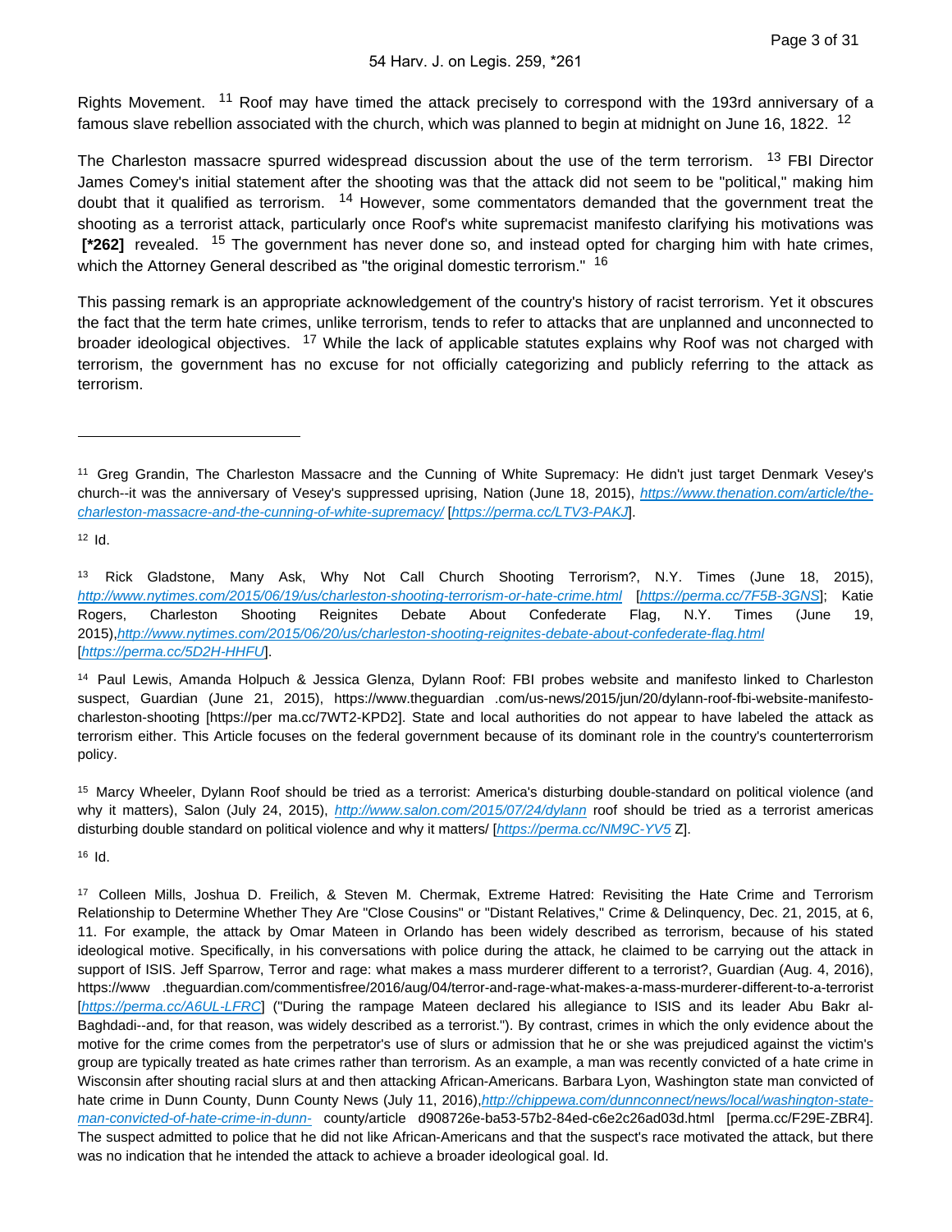Rights Movement. [11] Roof may have timed the attack precisely to correspond with the 193rd anniversary of a famous slave rebellion associated with the church, which was planned to begin at midnight on June 16, 1822. [12]

The Charleston massacre spurred widespread discussion about the use of the term terrorism. [13] FBI Director James Comey's initial statement after the shooting was that the attack did not seem to be "political," making him doubt that it qualified as terrorism. [14] However, some commentators demanded that the government treat the shooting as a terrorist attack, particularly once Roof's white supremacist manifesto clarifying his motivations was **[*262]** revealed. [15] The government has never done so, and instead opted for charging him with hate crimes, which the Attorney General described as "the original domestic terrorism." [16]

This passing remark is an appropriate acknowledgement of the country's history of racist terrorism. Yet it obscures the fact that the term hate crimes, unlike terrorism, tends to refer to attacks that are unplanned and unconnected to broader ideological objectives. [17] While the lack of applicable statutes explains why Roof was not charged with terrorism, the government has no excuse for not officially categorizing and publicly referring to the attack as terrorism.

---

[11] Greg Grandin, The Charleston Massacre and the Cunning of White Supremacy: He didn't just target Denmark Vesey's church--it was the anniversary of Vesey's suppressed uprising, Nation (June 18, 2015), https://www.thenation.com/article/the-charleston-massacre-and-the-cunning-of-white-supremacy/ [https://perma.cc/LTV3-PAKJ].

[12] Id.

[13] Rick Gladstone, Many Ask, Why Not Call Church Shooting Terrorism?, N.Y. Times (June 18, 2015), http://www.nytimes.com/2015/06/19/us/charleston-shooting-terrorism-or-hate-crime.html [https://perma.cc/7F5B-3GNS]; Katie Rogers, Charleston Shooting Reignites Debate About Confederate Flag, N.Y. Times (June 19, 2015),http://www.nytimes.com/2015/06/20/us/charleston-shooting-reignites-debate-about-confederate-flag.html [https://perma.cc/5D2H-HHFU].

[14] Paul Lewis, Amanda Holpuch & Jessica Glenza, Dylann Roof: FBI probes website and manifesto linked to Charleston suspect, Guardian (June 21, 2015), https://www.theguardian .com/us-news/2015/jun/20/dylann-roof-fbi-website-manifesto-charleston-shooting [https://per ma.cc/7WT2-KPD2]. State and local authorities do not appear to have labeled the attack as terrorism either. This Article focuses on the federal government because of its dominant role in the country's counterterrorism policy.

[15] Marcy Wheeler, Dylann Roof should be tried as a terrorist: America's disturbing double-standard on political violence (and why it matters), Salon (July 24, 2015), http://www.salon.com/2015/07/24/dylann roof should be tried as a terrorist americas disturbing double standard on political violence and why it matters/ [https://perma.cc/NM9C-YV5 Z].

[16] Id.

[17] Colleen Mills, Joshua D. Freilich, & Steven M. Chermak, Extreme Hatred: Revisiting the Hate Crime and Terrorism Relationship to Determine Whether They Are "Close Cousins" or "Distant Relatives," Crime & Delinquency, Dec. 21, 2015, at 6, 11. For example, the attack by Omar Mateen in Orlando has been widely described as terrorism, because of his stated ideological motive. Specifically, in his conversations with police during the attack, he claimed to be carrying out the attack in support of ISIS. Jeff Sparrow, Terror and rage: what makes a mass murderer different to a terrorist?, Guardian (Aug. 4, 2016), https://www .theguardian.com/commentisfree/2016/aug/04/terror-and-rage-what-makes-a-mass-murderer-different-to-a-terrorist [https://perma.cc/A6UL-LFRC] ("During the rampage Mateen declared his allegiance to ISIS and its leader Abu Bakr al-Baghdadi--and, for that reason, was widely described as a terrorist."). By contrast, crimes in which the only evidence about the motive for the crime comes from the perpetrator's use of slurs or admission that he or she was prejudiced against the victim's group are typically treated as hate crimes rather than terrorism. As an example, a man was recently convicted of a hate crime in Wisconsin after shouting racial slurs at and then attacking African-Americans. Barbara Lyon, Washington state man convicted of hate crime in Dunn County, Dunn County News (July 11, 2016),http://chippewa.com/dunnconnect/news/local/washington-state-man-convicted-of-hate-crime-in-dunn- county/article d908726e-ba53-57b2-84ed-c6e2c26ad03d.html [perma.cc/F29E-ZBR4]. The suspect admitted to police that he did not like African-Americans and that the suspect's race motivated the attack, but there was no indication that he intended the attack to achieve a broader ideological goal. Id.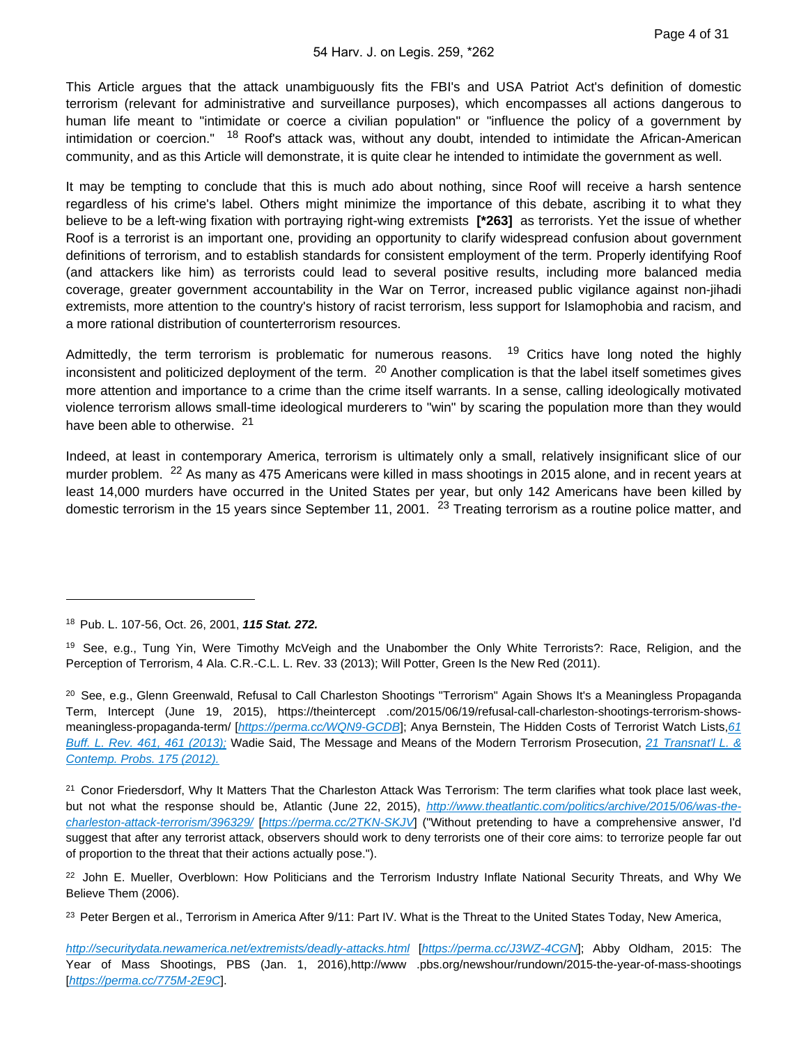This Article argues that the attack unambiguously fits the FBI's and USA Patriot Act's definition of domestic terrorism (relevant for administrative and surveillance purposes), which encompasses all actions dangerous to human life meant to "intimidate or coerce a civilian population" or "influence the policy of a government by intimidation or coercion." [18] Roof's attack was, without any doubt, intended to intimidate the African-American community, and as this Article will demonstrate, it is quite clear he intended to intimidate the government as well.

It may be tempting to conclude that this is much ado about nothing, since Roof will receive a harsh sentence regardless of his crime's label. Others might minimize the importance of this debate, ascribing it to what they believe to be a left-wing fixation with portraying right-wing extremists **[*263]** as terrorists. Yet the issue of whether Roof is a terrorist is an important one, providing an opportunity to clarify widespread confusion about government definitions of terrorism, and to establish standards for consistent employment of the term. Properly identifying Roof (and attackers like him) as terrorists could lead to several positive results, including more balanced media coverage, greater government accountability in the War on Terror, increased public vigilance against non-jihadi extremists, more attention to the country's history of racist terrorism, less support for Islamophobia and racism, and a more rational distribution of counterterrorism resources.

Admittedly, the term terrorism is problematic for numerous reasons. [19] Critics have long noted the highly inconsistent and politicized deployment of the term. [20] Another complication is that the label itself sometimes gives more attention and importance to a crime than the crime itself warrants. In a sense, calling ideologically motivated violence terrorism allows small-time ideological murderers to "win" by scaring the population more than they would have been able to otherwise. [21]

Indeed, at least in contemporary America, terrorism is ultimately only a small, relatively insignificant slice of our murder problem. [22] As many as 475 Americans were killed in mass shootings in 2015 alone, and in recent years at least 14,000 murders have occurred in the United States per year, but only 142 Americans have been killed by domestic terrorism in the 15 years since September 11, 2001. [23] Treating terrorism as a routine police matter, and

---

[18] Pub. L. 107-56, Oct. 26, 2001, ***115 Stat. 272.***

[19] See, e.g., Tung Yin, Were Timothy McVeigh and the Unabomber the Only White Terrorists?: Race, Religion, and the Perception of Terrorism, 4 Ala. C.R.-C.L. L. Rev. 33 (2013); Will Potter, Green Is the New Red (2011).

[20] See, e.g., Glenn Greenwald, Refusal to Call Charleston Shootings "Terrorism" Again Shows It's a Meaningless Propaganda Term, Intercept (June 19, 2015), https://theintercept .com/2015/06/19/refusal-call-charleston-shootings-terrorism-shows-meaningless-propaganda-term/ [https://perma.cc/WQN9-GCDB]; Anya Bernstein, The Hidden Costs of Terrorist Watch Lists, 61 Buff. L. Rev. 461, 461 (2013); Wadie Said, The Message and Means of the Modern Terrorism Prosecution, 21 Transnat'l L. & Contemp. Probs. 175 (2012).

[21] Conor Friedersdorf, Why It Matters That the Charleston Attack Was Terrorism: The term clarifies what took place last week, but not what the response should be, Atlantic (June 22, 2015), http://www.theatlantic.com/politics/archive/2015/06/was-the-charleston-attack-terrorism/396329/ [https://perma.cc/2TKN-SKJV] ("Without pretending to have a comprehensive answer, I'd suggest that after any terrorist attack, observers should work to deny terrorists one of their core aims: to terrorize people far out of proportion to the threat that their actions actually pose.").

[22] John E. Mueller, Overblown: How Politicians and the Terrorism Industry Inflate National Security Threats, and Why We Believe Them (2006).

[23] Peter Bergen et al., Terrorism in America After 9/11: Part IV. What is the Threat to the United States Today, New America, http://securitydata.newamerica.net/extremists/deadly-attacks.html [https://perma.cc/J3WZ-4CGN]; Abby Oldham, 2015: The Year of Mass Shootings, PBS (Jan. 1, 2016),http://www .pbs.org/newshour/rundown/2015-the-year-of-mass-shootings [https://perma.cc/775M-2E9C].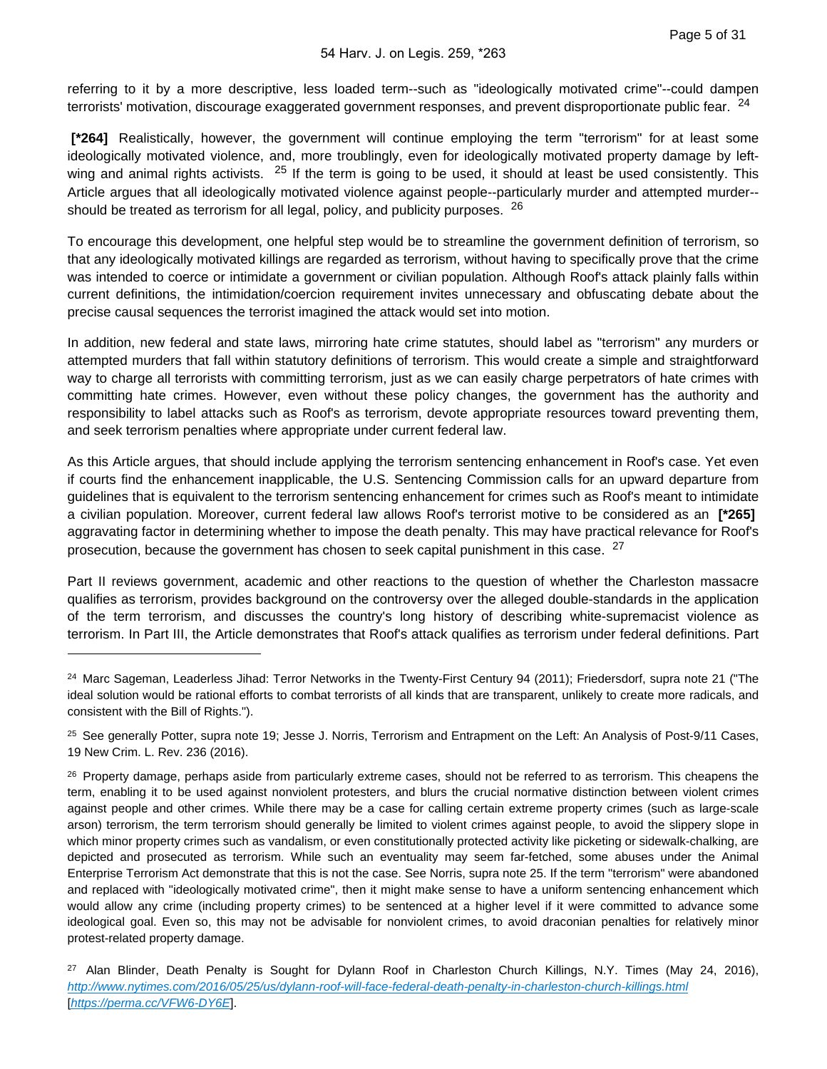referring to it by a more descriptive, less loaded term--such as "ideologically motivated crime"--could dampen terrorists' motivation, discourage exaggerated government responses, and prevent disproportionate public fear. [24]

**[*264]** Realistically, however, the government will continue employing the term "terrorism" for at least some ideologically motivated violence, and, more troublingly, even for ideologically motivated property damage by left-wing and animal rights activists. [25] If the term is going to be used, it should at least be used consistently. This Article argues that all ideologically motivated violence against people--particularly murder and attempted murder--should be treated as terrorism for all legal, policy, and publicity purposes. [26]

To encourage this development, one helpful step would be to streamline the government definition of terrorism, so that any ideologically motivated killings are regarded as terrorism, without having to specifically prove that the crime was intended to coerce or intimidate a government or civilian population. Although Roof's attack plainly falls within current definitions, the intimidation/coercion requirement invites unnecessary and obfuscating debate about the precise causal sequences the terrorist imagined the attack would set into motion.

In addition, new federal and state laws, mirroring hate crime statutes, should label as "terrorism" any murders or attempted murders that fall within statutory definitions of terrorism. This would create a simple and straightforward way to charge all terrorists with committing terrorism, just as we can easily charge perpetrators of hate crimes with committing hate crimes. However, even without these policy changes, the government has the authority and responsibility to label attacks such as Roof's as terrorism, devote appropriate resources toward preventing them, and seek terrorism penalties where appropriate under current federal law.

As this Article argues, that should include applying the terrorism sentencing enhancement in Roof's case. Yet even if courts find the enhancement inapplicable, the U.S. Sentencing Commission calls for an upward departure from guidelines that is equivalent to the terrorism sentencing enhancement for crimes such as Roof's meant to intimidate a civilian population. Moreover, current federal law allows Roof's terrorist motive to be considered as an **[*265]** aggravating factor in determining whether to impose the death penalty. This may have practical relevance for Roof's prosecution, because the government has chosen to seek capital punishment in this case. [27]

Part II reviews government, academic and other reactions to the question of whether the Charleston massacre qualifies as terrorism, provides background on the controversy over the alleged double-standards in the application of the term terrorism, and discusses the country's long history of describing white-supremacist violence as terrorism. In Part III, the Article demonstrates that Roof's attack qualifies as terrorism under federal definitions. Part

---

[24] Marc Sageman, Leaderless Jihad: Terror Networks in the Twenty-First Century 94 (2011); Friedersdorf, supra note 21 ("The ideal solution would be rational efforts to combat terrorists of all kinds that are transparent, unlikely to create more radicals, and consistent with the Bill of Rights.").

[25] See generally Potter, supra note 19; Jesse J. Norris, Terrorism and Entrapment on the Left: An Analysis of Post-9/11 Cases, 19 New Crim. L. Rev. 236 (2016).

[26] Property damage, perhaps aside from particularly extreme cases, should not be referred to as terrorism. This cheapens the term, enabling it to be used against nonviolent protesters, and blurs the crucial normative distinction between violent crimes against people and other crimes. While there may be a case for calling certain extreme property crimes (such as large-scale arson) terrorism, the term terrorism should generally be limited to violent crimes against people, to avoid the slippery slope in which minor property crimes such as vandalism, or even constitutionally protected activity like picketing or sidewalk-chalking, are depicted and prosecuted as terrorism. While such an eventuality may seem far-fetched, some abuses under the Animal Enterprise Terrorism Act demonstrate that this is not the case. See Norris, supra note 25. If the term "terrorism" were abandoned and replaced with "ideologically motivated crime", then it might make sense to have a uniform sentencing enhancement which would allow any crime (including property crimes) to be sentenced at a higher level if it were committed to advance some ideological goal. Even so, this may not be advisable for nonviolent crimes, to avoid draconian penalties for relatively minor protest-related property damage.

[27] Alan Blinder, Death Penalty is Sought for Dylann Roof in Charleston Church Killings, N.Y. Times (May 24, 2016), http://www.nytimes.com/2016/05/25/us/dylann-roof-will-face-federal-death-penalty-in-charleston-church-killings.html [https://perma.cc/VFW6-DY6E].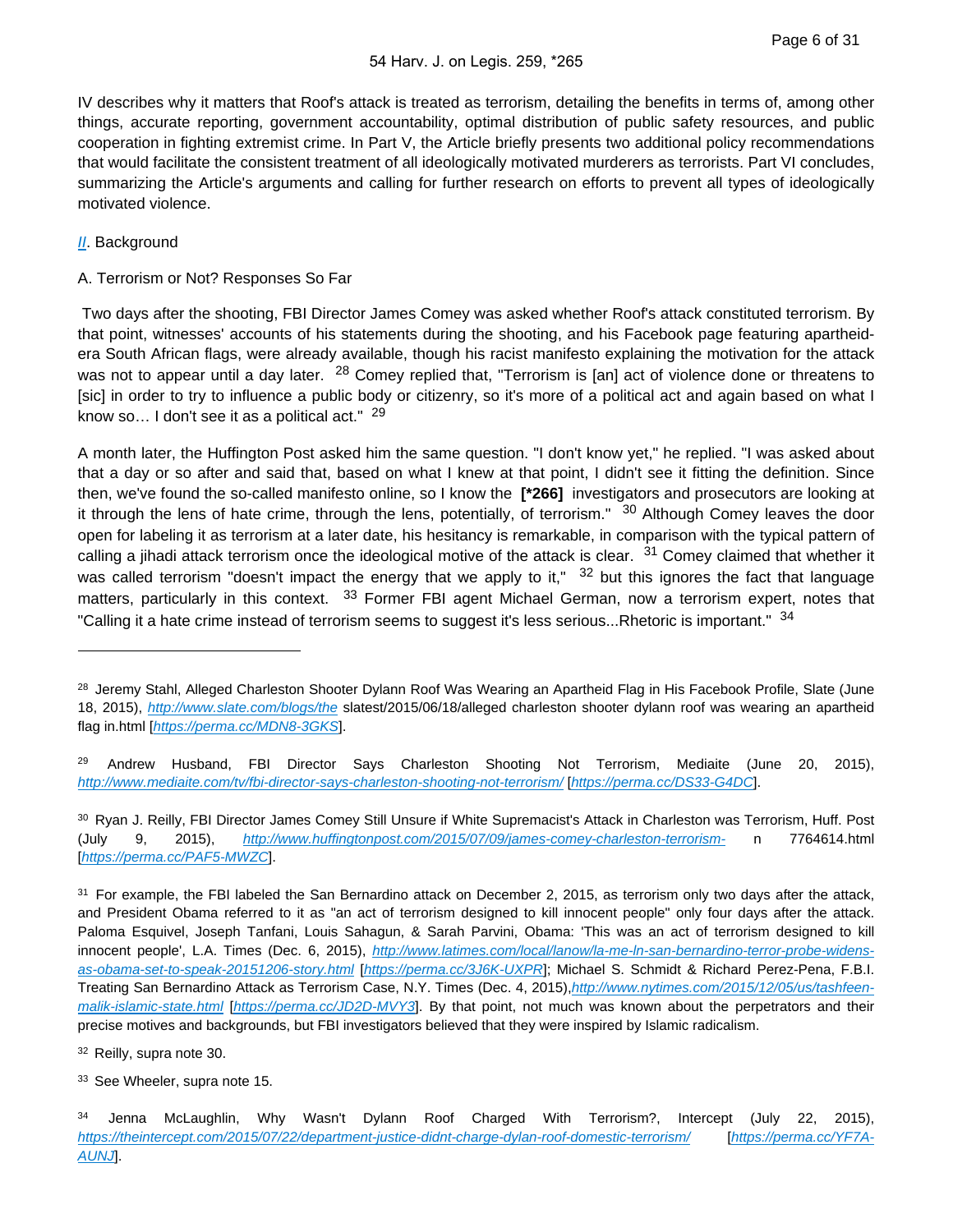IV describes why it matters that Roof's attack is treated as terrorism, detailing the benefits in terms of, among other things, accurate reporting, government accountability, optimal distribution of public safety resources, and public cooperation in fighting extremist crime. In Part V, the Article briefly presents two additional policy recommendations that would facilitate the consistent treatment of all ideologically motivated murderers as terrorists. Part VI concludes, summarizing the Article's arguments and calling for further research on efforts to prevent all types of ideologically motivated violence.

## II. Background

### A. Terrorism or Not? Responses So Far

Two days after the shooting, FBI Director James Comey was asked whether Roof's attack constituted terrorism. By that point, witnesses' accounts of his statements during the shooting, and his Facebook page featuring apartheid-era South African flags, were already available, though his racist manifesto explaining the motivation for the attack was not to appear until a day later. [28] Comey replied that, "Terrorism is [an] act of violence done or threatens to [sic] in order to try to influence a public body or citizenry, so it's more of a political act and again based on what I know so… I don't see it as a political act." [29]

A month later, the Huffington Post asked him the same question. "I don't know yet," he replied. "I was asked about that a day or so after and said that, based on what I knew at that point, I didn't see it fitting the definition. Since then, we've found the so-called manifesto online, so I know the **[*266]** investigators and prosecutors are looking at it through the lens of hate crime, through the lens, potentially, of terrorism." [30] Although Comey leaves the door open for labeling it as terrorism at a later date, his hesitancy is remarkable, in comparison with the typical pattern of calling a jihadi attack terrorism once the ideological motive of the attack is clear. [31] Comey claimed that whether it was called terrorism "doesn't impact the energy that we apply to it," [32] but this ignores the fact that language matters, particularly in this context. [33] Former FBI agent Michael German, now a terrorism expert, notes that "Calling it a hate crime instead of terrorism seems to suggest it's less serious...Rhetoric is important." [34]

---

[28] Jeremy Stahl, Alleged Charleston Shooter Dylann Roof Was Wearing an Apartheid Flag in His Facebook Profile, Slate (June 18, 2015), http://www.slate.com/blogs/the slatest/2015/06/18/alleged charleston shooter dylann roof was wearing an apartheid flag in.html [https://perma.cc/MDN8-3GKS].

[29] Andrew Husband, FBI Director Says Charleston Shooting Not Terrorism, Mediaite (June 20, 2015), http://www.mediaite.com/tv/fbi-director-says-charleston-shooting-not-terrorism/ [https://perma.cc/DS33-G4DC].

[30] Ryan J. Reilly, FBI Director James Comey Still Unsure if White Supremacist's Attack in Charleston was Terrorism, Huff. Post (July 9, 2015), http://www.huffingtonpost.com/2015/07/09/james-comey-charleston-terrorism- n 7764614.html [https://perma.cc/PAF5-MWZC].

[31] For example, the FBI labeled the San Bernardino attack on December 2, 2015, as terrorism only two days after the attack, and President Obama referred to it as "an act of terrorism designed to kill innocent people" only four days after the attack. Paloma Esquivel, Joseph Tanfani, Louis Sahagun, & Sarah Parvini, Obama: 'This was an act of terrorism designed to kill innocent people', L.A. Times (Dec. 6, 2015), http://www.latimes.com/local/lanow/la-me-ln-san-bernardino-terror-probe-widens-as-obama-set-to-speak-20151206-story.html [https://perma.cc/3J6K-UXPR]; Michael S. Schmidt & Richard Perez-Pena, F.B.I. Treating San Bernardino Attack as Terrorism Case, N.Y. Times (Dec. 4, 2015),http://www.nytimes.com/2015/12/05/us/tashfeen-malik-islamic-state.html [https://perma.cc/JD2D-MVY3]. By that point, not much was known about the perpetrators and their precise motives and backgrounds, but FBI investigators believed that they were inspired by Islamic radicalism.

[32] Reilly, supra note 30.

[33] See Wheeler, supra note 15.

[34] Jenna McLaughlin, Why Wasn't Dylann Roof Charged With Terrorism?, Intercept (July 22, 2015), https://theintercept.com/2015/07/22/department-justice-didnt-charge-dylan-roof-domestic-terrorism/ [https://perma.cc/YF7A-AUNJ].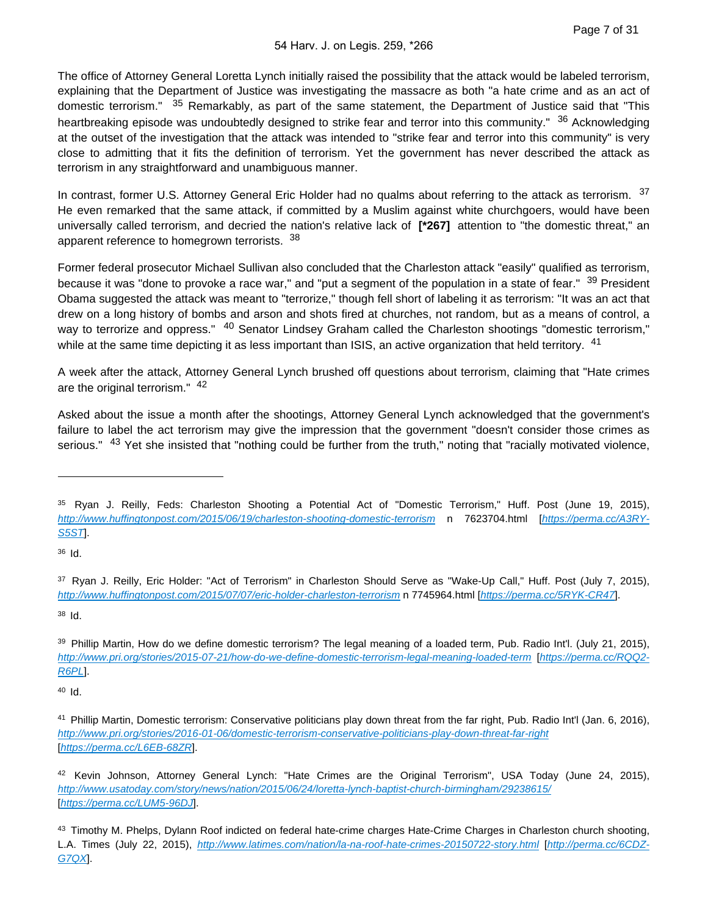The office of Attorney General Loretta Lynch initially raised the possibility that the attack would be labeled terrorism, explaining that the Department of Justice was investigating the massacre as both "a hate crime and as an act of domestic terrorism." [35] Remarkably, as part of the same statement, the Department of Justice said that "This heartbreaking episode was undoubtedly designed to strike fear and terror into this community." [36] Acknowledging at the outset of the investigation that the attack was intended to "strike fear and terror into this community" is very close to admitting that it fits the definition of terrorism. Yet the government has never described the attack as terrorism in any straightforward and unambiguous manner.

In contrast, former U.S. Attorney General Eric Holder had no qualms about referring to the attack as terrorism. [37] He even remarked that the same attack, if committed by a Muslim against white churchgoers, would have been universally called terrorism, and decried the nation's relative lack of **[*267]** attention to "the domestic threat," an apparent reference to homegrown terrorists. [38]

Former federal prosecutor Michael Sullivan also concluded that the Charleston attack "easily" qualified as terrorism, because it was "done to provoke a race war," and "put a segment of the population in a state of fear." [39] President Obama suggested the attack was meant to "terrorize," though fell short of labeling it as terrorism: "It was an act that drew on a long history of bombs and arson and shots fired at churches, not random, but as a means of control, a way to terrorize and oppress." [40] Senator Lindsey Graham called the Charleston shootings "domestic terrorism," while at the same time depicting it as less important than ISIS, an active organization that held territory. [41]

A week after the attack, Attorney General Lynch brushed off questions about terrorism, claiming that "Hate crimes are the original terrorism." [42]

Asked about the issue a month after the shootings, Attorney General Lynch acknowledged that the government's failure to label the act terrorism may give the impression that the government "doesn't consider those crimes as serious." [43] Yet she insisted that "nothing could be further from the truth," noting that "racially motivated violence,

---

[35] Ryan J. Reilly, Feds: Charleston Shooting a Potential Act of "Domestic Terrorism," Huff. Post (June 19, 2015), *http://www.huffingtonpost.com/2015/06/19/charleston-shooting-domestic-terrorism* n 7623704.html [*https://perma.cc/A3RY-S5ST*].

[36] Id.

[37] Ryan J. Reilly, Eric Holder: "Act of Terrorism" in Charleston Should Serve as "Wake-Up Call," Huff. Post (July 7, 2015), *http://www.huffingtonpost.com/2015/07/07/eric-holder-charleston-terrorism* n 7745964.html [*https://perma.cc/5RYK-CR47*].

[38] Id.

[39] Phillip Martin, How do we define domestic terrorism? The legal meaning of a loaded term, Pub. Radio Int'l. (July 21, 2015), *http://www.pri.org/stories/2015-07-21/how-do-we-define-domestic-terrorism-legal-meaning-loaded-term* [*https://perma.cc/RQQ2-R6PL*].

[40] Id.

[41] Phillip Martin, Domestic terrorism: Conservative politicians play down threat from the far right, Pub. Radio Int'l (Jan. 6, 2016), *http://www.pri.org/stories/2016-01-06/domestic-terrorism-conservative-politicians-play-down-threat-far-right* [*https://perma.cc/L6EB-68ZR*].

[42] Kevin Johnson, Attorney General Lynch: "Hate Crimes are the Original Terrorism", USA Today (June 24, 2015), *http://www.usatoday.com/story/news/nation/2015/06/24/loretta-lynch-baptist-church-birmingham/29238615/* [*https://perma.cc/LUM5-96DJ*].

[43] Timothy M. Phelps, Dylann Roof indicted on federal hate-crime charges Hate-Crime Charges in Charleston church shooting, L.A. Times (July 22, 2015), *http://www.latimes.com/nation/la-na-roof-hate-crimes-20150722-story.html* [*http://perma.cc/6CDZ-G7QX*].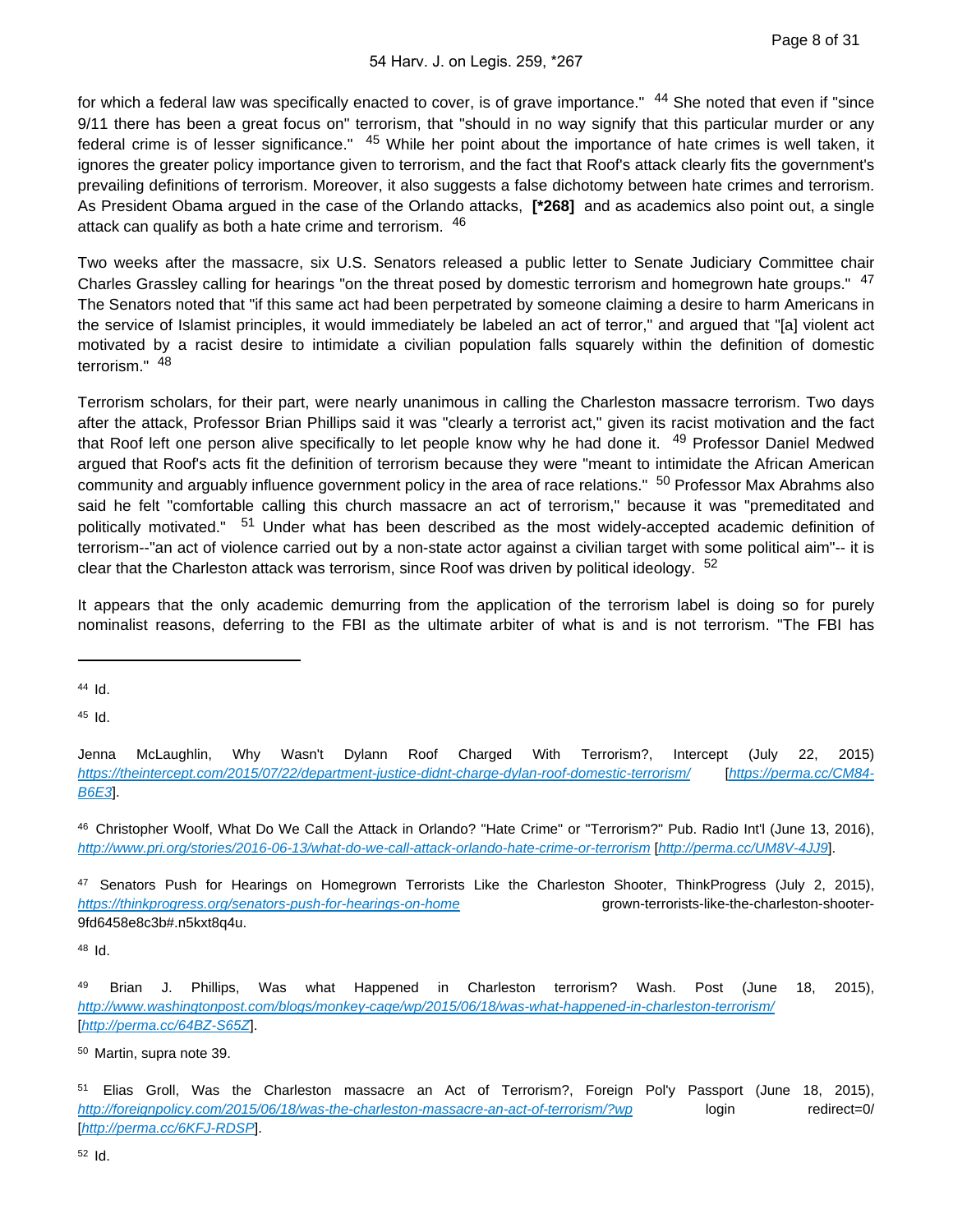for which a federal law was specifically enacted to cover, is of grave importance." [44] She noted that even if "since 9/11 there has been a great focus on" terrorism, that "should in no way signify that this particular murder or any federal crime is of lesser significance." [45] While her point about the importance of hate crimes is well taken, it ignores the greater policy importance given to terrorism, and the fact that Roof's attack clearly fits the government's prevailing definitions of terrorism. Moreover, it also suggests a false dichotomy between hate crimes and terrorism. As President Obama argued in the case of the Orlando attacks, **[*268]** and as academics also point out, a single attack can qualify as both a hate crime and terrorism. [46]

Two weeks after the massacre, six U.S. Senators released a public letter to Senate Judiciary Committee chair Charles Grassley calling for hearings "on the threat posed by domestic terrorism and homegrown hate groups." [47] The Senators noted that "if this same act had been perpetrated by someone claiming a desire to harm Americans in the service of Islamist principles, it would immediately be labeled an act of terror," and argued that "[a] violent act motivated by a racist desire to intimidate a civilian population falls squarely within the definition of domestic terrorism." [48]

Terrorism scholars, for their part, were nearly unanimous in calling the Charleston massacre terrorism. Two days after the attack, Professor Brian Phillips said it was "clearly a terrorist act," given its racist motivation and the fact that Roof left one person alive specifically to let people know why he had done it. [49] Professor Daniel Medwed argued that Roof's acts fit the definition of terrorism because they were "meant to intimidate the African American community and arguably influence government policy in the area of race relations." [50] Professor Max Abrahms also said he felt "comfortable calling this church massacre an act of terrorism," because it was "premeditated and politically motivated." [51] Under what has been described as the most widely-accepted academic definition of terrorism--"an act of violence carried out by a non-state actor against a civilian target with some political aim"-- it is clear that the Charleston attack was terrorism, since Roof was driven by political ideology. [52]

It appears that the only academic demurring from the application of the terrorism label is doing so for purely nominalist reasons, deferring to the FBI as the ultimate arbiter of what is and is not terrorism. "The FBI has

---

[44] Id.

[45] Id.

Jenna McLaughlin, Why Wasn't Dylann Roof Charged With Terrorism?, Intercept (July 22, 2015) https://theintercept.com/2015/07/22/department-justice-didnt-charge-dylan-roof-domestic-terrorism/ [https://perma.cc/CM84-B6E3].

[46] Christopher Woolf, What Do We Call the Attack in Orlando? "Hate Crime" or "Terrorism?" Pub. Radio Int'l (June 13, 2016), http://www.pri.org/stories/2016-06-13/what-do-we-call-attack-orlando-hate-crime-or-terrorism [http://perma.cc/UM8V-4JJ9].

[47] Senators Push for Hearings on Homegrown Terrorists Like the Charleston Shooter, ThinkProgress (July 2, 2015), https://thinkprogress.org/senators-push-for-hearings-on-home grown-terrorists-like-the-charleston-shooter-9fd6458e8c3b#.n5kxt8q4u.

[48] Id.

[49] Brian J. Phillips, Was what Happened in Charleston terrorism? Wash. Post (June 18, 2015), http://www.washingtonpost.com/blogs/monkey-cage/wp/2015/06/18/was-what-happened-in-charleston-terrorism/ [http://perma.cc/64BZ-S65Z].

[50] Martin, supra note 39.

[51] Elias Groll, Was the Charleston massacre an Act of Terrorism?, Foreign Pol'y Passport (June 18, 2015), http://foreignpolicy.com/2015/06/18/was-the-charleston-massacre-an-act-of-terrorism/?wp login redirect=0/ [http://perma.cc/6KFJ-RDSP].

[52] Id.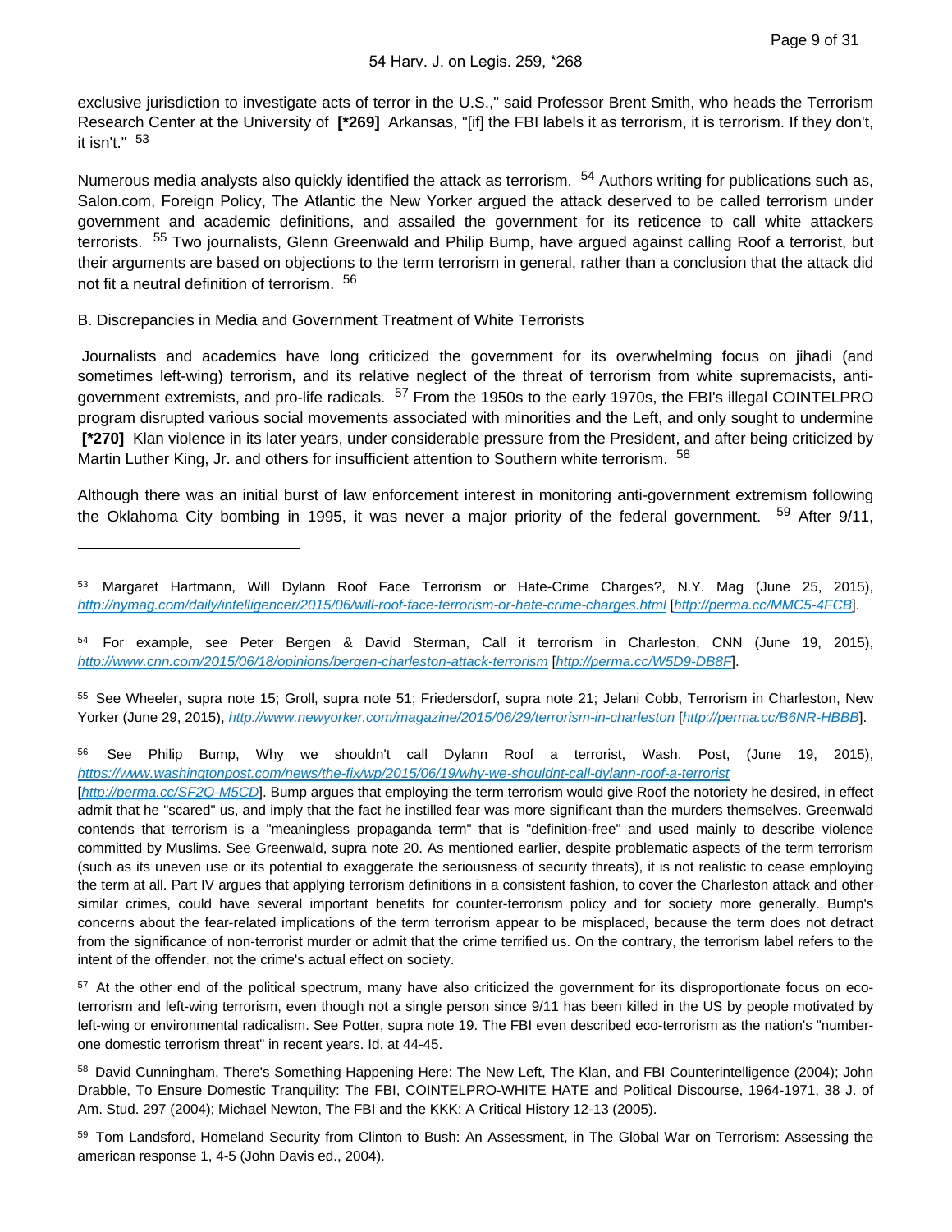exclusive jurisdiction to investigate acts of terror in the U.S.," said Professor Brent Smith, who heads the Terrorism Research Center at the University of **[*269]** Arkansas, "[if] the FBI labels it as terrorism, it is terrorism. If they don't, it isn't." [53]

Numerous media analysts also quickly identified the attack as terrorism. [54] Authors writing for publications such as, Salon.com, Foreign Policy, The Atlantic the New Yorker argued the attack deserved to be called terrorism under government and academic definitions, and assailed the government for its reticence to call white attackers terrorists. [55] Two journalists, Glenn Greenwald and Philip Bump, have argued against calling Roof a terrorist, but their arguments are based on objections to the term terrorism in general, rather than a conclusion that the attack did not fit a neutral definition of terrorism. [56]

B. Discrepancies in Media and Government Treatment of White Terrorists

Journalists and academics have long criticized the government for its overwhelming focus on jihadi (and sometimes left-wing) terrorism, and its relative neglect of the threat of terrorism from white supremacists, anti-government extremists, and pro-life radicals. [57] From the 1950s to the early 1970s, the FBI's illegal COINTELPRO program disrupted various social movements associated with minorities and the Left, and only sought to undermine **[*270]** Klan violence in its later years, under considerable pressure from the President, and after being criticized by Martin Luther King, Jr. and others for insufficient attention to Southern white terrorism. [58]

Although there was an initial burst of law enforcement interest in monitoring anti-government extremism following the Oklahoma City bombing in 1995, it was never a major priority of the federal government. [59] After 9/11,

---

[53] Margaret Hartmann, Will Dylann Roof Face Terrorism or Hate-Crime Charges?, N.Y. Mag (June 25, 2015), *http://nymag.com/daily/intelligencer/2015/06/will-roof-face-terrorism-or-hate-crime-charges.html* [*http://perma.cc/MMC5-4FCB*].

[54] For example, see Peter Bergen & David Sterman, Call it terrorism in Charleston, CNN (June 19, 2015), *http://www.cnn.com/2015/06/18/opinions/bergen-charleston-attack-terrorism* [*http://perma.cc/W5D9-DB8F*].

[55] See Wheeler, supra note 15; Groll, supra note 51; Friedersdorf, supra note 21; Jelani Cobb, Terrorism in Charleston, New Yorker (June 29, 2015), *http://www.newyorker.com/magazine/2015/06/29/terrorism-in-charleston* [*http://perma.cc/B6NR-HBBB*].

[56] See Philip Bump, Why we shouldn't call Dylann Roof a terrorist, Wash. Post, (June 19, 2015), *https://www.washingtonpost.com/news/the-fix/wp/2015/06/19/why-we-shouldnt-call-dylann-roof-a-terrorist* [*http://perma.cc/SF2Q-M5CD*]. Bump argues that employing the term terrorism would give Roof the notoriety he desired, in effect admit that he "scared" us, and imply that the fact he instilled fear was more significant than the murders themselves. Greenwald contends that terrorism is a "meaningless propaganda term" that is "definition-free" and used mainly to describe violence committed by Muslims. See Greenwald, supra note 20. As mentioned earlier, despite problematic aspects of the term terrorism (such as its uneven use or its potential to exaggerate the seriousness of security threats), it is not realistic to cease employing the term at all. Part IV argues that applying terrorism definitions in a consistent fashion, to cover the Charleston attack and other similar crimes, could have several important benefits for counter-terrorism policy and for society more generally. Bump's concerns about the fear-related implications of the term terrorism appear to be misplaced, because the term does not detract from the significance of non-terrorist murder or admit that the crime terrified us. On the contrary, the terrorism label refers to the intent of the offender, not the crime's actual effect on society.

[57] At the other end of the political spectrum, many have also criticized the government for its disproportionate focus on eco-terrorism and left-wing terrorism, even though not a single person since 9/11 has been killed in the US by people motivated by left-wing or environmental radicalism. See Potter, supra note 19. The FBI even described eco-terrorism as the nation's "number-one domestic terrorism threat" in recent years. Id. at 44-45.

[58] David Cunningham, There's Something Happening Here: The New Left, The Klan, and FBI Counterintelligence (2004); John Drabble, To Ensure Domestic Tranquility: The FBI, COINTELPRO-WHITE HATE and Political Discourse, 1964-1971, 38 J. of Am. Stud. 297 (2004); Michael Newton, The FBI and the KKK: A Critical History 12-13 (2005).

[59] Tom Landsford, Homeland Security from Clinton to Bush: An Assessment, in The Global War on Terrorism: Assessing the american response 1, 4-5 (John Davis ed., 2004).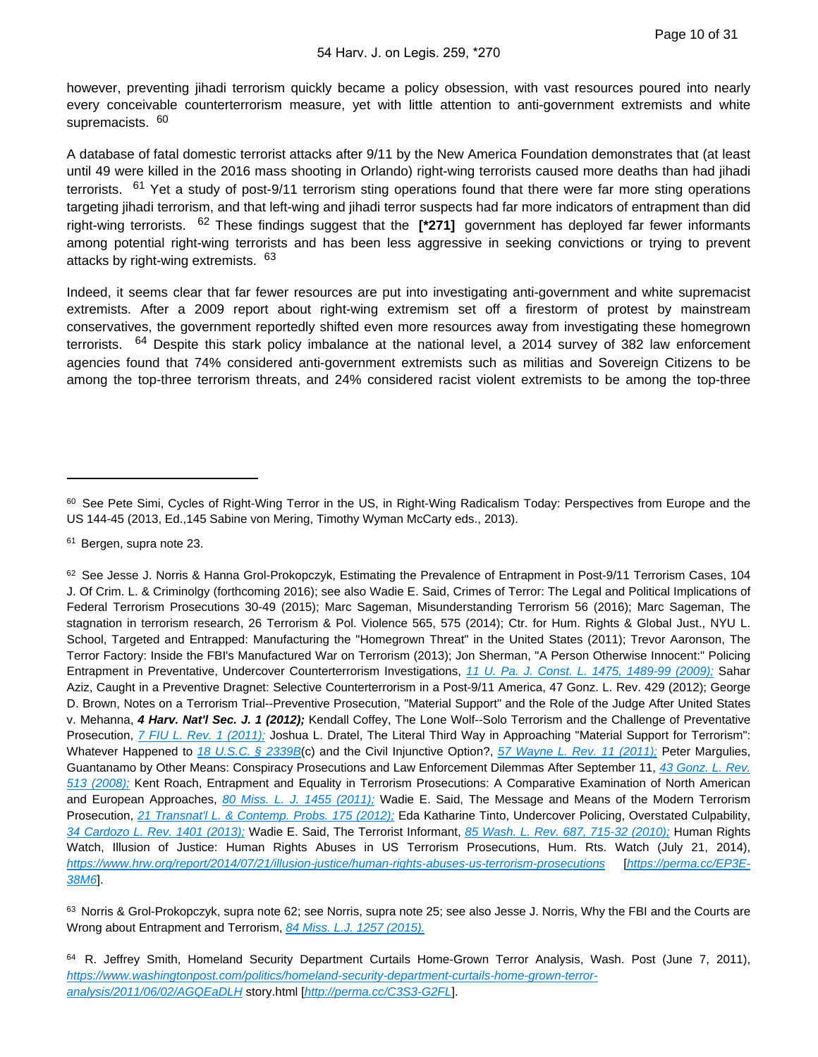however, preventing jihadi terrorism quickly became a policy obsession, with vast resources poured into nearly every conceivable counterterrorism measure, yet with little attention to anti-government extremists and white supremacists. [60]

A database of fatal domestic terrorist attacks after 9/11 by the New America Foundation demonstrates that (at least until 49 were killed in the 2016 mass shooting in Orlando) right-wing terrorists caused more deaths than had jihadi terrorists. [61] Yet a study of post-9/11 terrorism sting operations found that there were far more sting operations targeting jihadi terrorism, and that left-wing and jihadi terror suspects had far more indicators of entrapment than did right-wing terrorists. [62] These findings suggest that the **[*271]** government has deployed far fewer informants among potential right-wing terrorists and has been less aggressive in seeking convictions or trying to prevent attacks by right-wing extremists. [63]

Indeed, it seems clear that far fewer resources are put into investigating anti-government and white supremacist extremists. After a 2009 report about right-wing extremism set off a firestorm of protest by mainstream conservatives, the government reportedly shifted even more resources away from investigating these homegrown terrorists. [64] Despite this stark policy imbalance at the national level, a 2014 survey of 382 law enforcement agencies found that 74% considered anti-government extremists such as militias and Sovereign Citizens to be among the top-three terrorism threats, and 24% considered racist violent extremists to be among the top-three

---

[60] See Pete Simi, Cycles of Right-Wing Terror in the US, in Right-Wing Radicalism Today: Perspectives from Europe and the US 144-45 (2013, Ed.,145 Sabine von Mering, Timothy Wyman McCarty eds., 2013).

[61] Bergen, supra note 23.

[62] See Jesse J. Norris & Hanna Grol-Prokopczyk, Estimating the Prevalence of Entrapment in Post-9/11 Terrorism Cases, 104 J. Of Crim. L. & Criminolgy (forthcoming 2016); see also Wadie E. Said, Crimes of Terror: The Legal and Political Implications of Federal Terrorism Prosecutions 30-49 (2015); Marc Sageman, Misunderstanding Terrorism 56 (2016); Marc Sageman, The stagnation in terrorism research, 26 Terrorism & Pol. Violence 565, 575 (2014); Ctr. for Hum. Rights & Global Just., NYU L. School, Targeted and Entrapped: Manufacturing the "Homegrown Threat" in the United States (2011); Trevor Aaronson, The Terror Factory: Inside the FBI's Manufactured War on Terrorism (2013); Jon Sherman, "A Person Otherwise Innocent:" Policing Entrapment in Preventative, Undercover Counterterrorism Investigations, *11 U. Pa. J. Const. L. 1475, 1489-99 (2009);* Sahar Aziz, Caught in a Preventive Dragnet: Selective Counterterrorism in a Post-9/11 America, 47 Gonz. L. Rev. 429 (2012); George D. Brown, Notes on a Terrorism Trial--Preventive Prosecution, "Material Support" and the Role of the Judge After United States v. Mehanna, ***4 Harv. Nat'l Sec. J. 1 (2012);*** Kendall Coffey, The Lone Wolf--Solo Terrorism and the Challenge of Preventative Prosecution, *7 FIU L. Rev. 1 (2011);* Joshua L. Dratel, The Literal Third Way in Approaching "Material Support for Terrorism": Whatever Happened to *18 U.S.C. § 2339B*(c) and the Civil Injunctive Option?, *57 Wayne L. Rev. 11 (2011);* Peter Margulies, Guantanamo by Other Means: Conspiracy Prosecutions and Law Enforcement Dilemmas After September 11, *43 Gonz. L. Rev. 513 (2008);* Kent Roach, Entrapment and Equality in Terrorism Prosecutions: A Comparative Examination of North American and European Approaches, *80 Miss. L. J. 1455 (2011);* Wadie E. Said, The Message and Means of the Modern Terrorism Prosecution, *21 Transnat'l L. & Contemp. Probs. 175 (2012);* Eda Katharine Tinto, Undercover Policing, Overstated Culpability, *34 Cardozo L. Rev. 1401 (2013);* Wadie E. Said, The Terrorist Informant, *85 Wash. L. Rev. 687, 715-32 (2010);* Human Rights Watch, Illusion of Justice: Human Rights Abuses in US Terrorism Prosecutions, Hum. Rts. Watch (July 21, 2014), *https://www.hrw.org/report/2014/07/21/illusion-justice/human-rights-abuses-us-terrorism-prosecutions* [https://perma.cc/EP3E-38M6].

[63] Norris & Grol-Prokopczyk, supra note 62; see Norris, supra note 25; see also Jesse J. Norris, Why the FBI and the Courts are Wrong about Entrapment and Terrorism, *84 Miss. L.J. 1257 (2015).*

[64] R. Jeffrey Smith, Homeland Security Department Curtails Home-Grown Terror Analysis, Wash. Post (June 7, 2011), *https://www.washingtonpost.com/politics/homeland-security-department-curtails-home-grown-terror-analysis/2011/06/02/AGQEaDLH* story.html [*http://perma.cc/C3S3-G2FL*].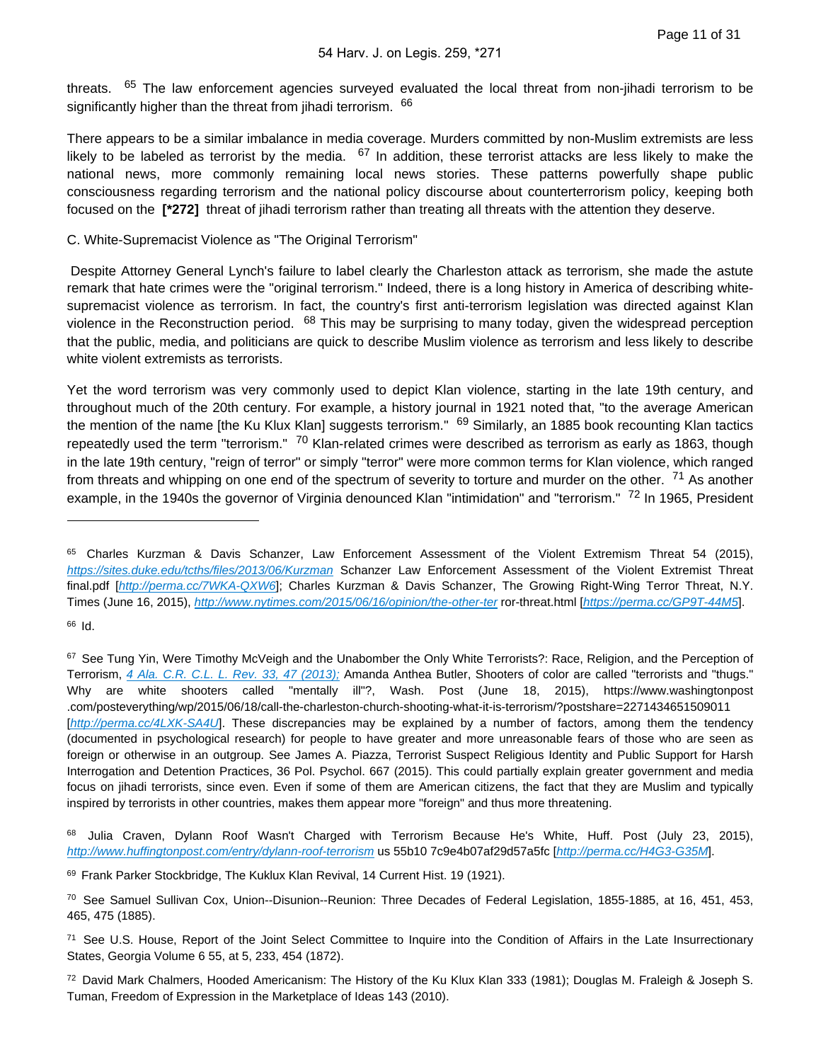threats. [65] The law enforcement agencies surveyed evaluated the local threat from non-jihadi terrorism to be significantly higher than the threat from jihadi terrorism. [66]

There appears to be a similar imbalance in media coverage. Murders committed by non-Muslim extremists are less likely to be labeled as terrorist by the media. [67] In addition, these terrorist attacks are less likely to make the national news, more commonly remaining local news stories. These patterns powerfully shape public consciousness regarding terrorism and the national policy discourse about counterterrorism policy, keeping both focused on the **[*272]** threat of jihadi terrorism rather than treating all threats with the attention they deserve.

C. White-Supremacist Violence as "The Original Terrorism"

Despite Attorney General Lynch's failure to label clearly the Charleston attack as terrorism, she made the astute remark that hate crimes were the "original terrorism." Indeed, there is a long history in America of describing white-supremacist violence as terrorism. In fact, the country's first anti-terrorism legislation was directed against Klan violence in the Reconstruction period. [68] This may be surprising to many today, given the widespread perception that the public, media, and politicians are quick to describe Muslim violence as terrorism and less likely to describe white violent extremists as terrorists.

Yet the word terrorism was very commonly used to depict Klan violence, starting in the late 19th century, and throughout much of the 20th century. For example, a history journal in 1921 noted that, "to the average American the mention of the name [the Ku Klux Klan] suggests terrorism." [69] Similarly, an 1885 book recounting Klan tactics repeatedly used the term "terrorism." [70] Klan-related crimes were described as terrorism as early as 1863, though in the late 19th century, "reign of terror" or simply "terror" were more common terms for Klan violence, which ranged from threats and whipping on one end of the spectrum of severity to torture and murder on the other. [71] As another example, in the 1940s the governor of Virginia denounced Klan "intimidation" and "terrorism." [72] In 1965, President

---

[65] Charles Kurzman & Davis Schanzer, Law Enforcement Assessment of the Violent Extremism Threat 54 (2015), *https://sites.duke.edu/tcths/files/2013/06/Kurzman* Schanzer Law Enforcement Assessment of the Violent Extremist Threat final.pdf [*http://perma.cc/7WKA-QXW6*]; Charles Kurzman & Davis Schanzer, The Growing Right-Wing Terror Threat, N.Y. Times (June 16, 2015), *http://www.nytimes.com/2015/06/16/opinion/the-other-ter* ror-threat.html [*https://perma.cc/GP9T-44M5*].

[66] Id.

[67] See Tung Yin, Were Timothy McVeigh and the Unabomber the Only White Terrorists?: Race, Religion, and the Perception of Terrorism, *4 Ala. C.R. C.L. L. Rev. 33, 47 (2013);* Amanda Anthea Butler, Shooters of color are called "terrorists and "thugs." Why are white shooters called "mentally ill"?, Wash. Post (June 18, 2015), https://www.washingtonpost .com/posteverything/wp/2015/06/18/call-the-charleston-church-shooting-what-it-is-terrorism/?postshare=2271434651509011 [*http://perma.cc/4LXK-SA4U*]. These discrepancies may be explained by a number of factors, among them the tendency (documented in psychological research) for people to have greater and more unreasonable fears of those who are seen as foreign or otherwise in an outgroup. See James A. Piazza, Terrorist Suspect Religious Identity and Public Support for Harsh Interrogation and Detention Practices, 36 Pol. Psychol. 667 (2015). This could partially explain greater government and media focus on jihadi terrorists, since even. Even if some of them are American citizens, the fact that they are Muslim and typically inspired by terrorists in other countries, makes them appear more "foreign" and thus more threatening.

[68] Julia Craven, Dylann Roof Wasn't Charged with Terrorism Because He's White, Huff. Post (July 23, 2015), *http://www.huffingtonpost.com/entry/dylann-roof-terrorism* us 55b10 7c9e4b07af29d57a5fc [*http://perma.cc/H4G3-G35M*].

[69] Frank Parker Stockbridge, The Kuklux Klan Revival, 14 Current Hist. 19 (1921).

[70] See Samuel Sullivan Cox, Union--Disunion--Reunion: Three Decades of Federal Legislation, 1855-1885, at 16, 451, 453, 465, 475 (1885).

[71] See U.S. House, Report of the Joint Select Committee to Inquire into the Condition of Affairs in the Late Insurrectionary States, Georgia Volume 6 55, at 5, 233, 454 (1872).

[72] David Mark Chalmers, Hooded Americanism: The History of the Ku Klux Klan 333 (1981); Douglas M. Fraleigh & Joseph S. Tuman, Freedom of Expression in the Marketplace of Ideas 143 (2010).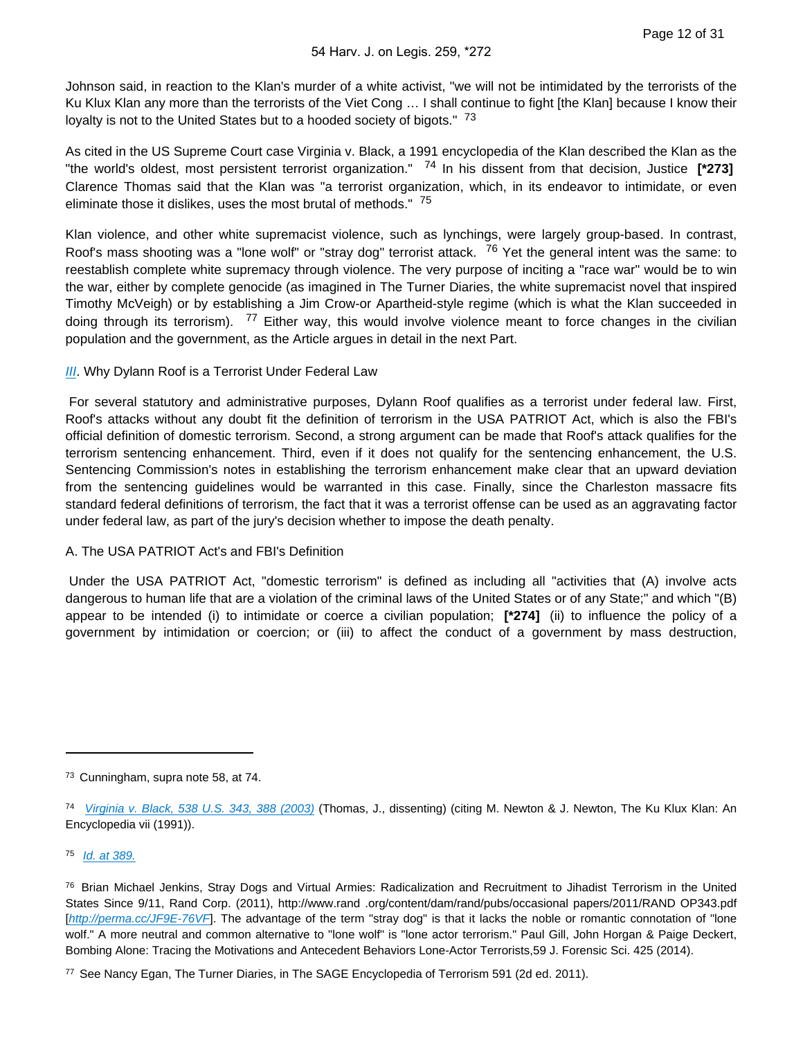Johnson said, in reaction to the Klan's murder of a white activist, "we will not be intimidated by the terrorists of the Ku Klux Klan any more than the terrorists of the Viet Cong … I shall continue to fight [the Klan] because I know their loyalty is not to the United States but to a hooded society of bigots." [73]

As cited in the US Supreme Court case Virginia v. Black, a 1991 encyclopedia of the Klan described the Klan as the "the world's oldest, most persistent terrorist organization." [74] In his dissent from that decision, Justice **[*273]** Clarence Thomas said that the Klan was "a terrorist organization, which, in its endeavor to intimidate, or even eliminate those it dislikes, uses the most brutal of methods." [75]

Klan violence, and other white supremacist violence, such as lynchings, were largely group-based. In contrast, Roof's mass shooting was a "lone wolf" or "stray dog" terrorist attack. [76] Yet the general intent was the same: to reestablish complete white supremacy through violence. The very purpose of inciting a "race war" would be to win the war, either by complete genocide (as imagined in The Turner Diaries, the white supremacist novel that inspired Timothy McVeigh) or by establishing a Jim Crow-or Apartheid-style regime (which is what the Klan succeeded in doing through its terrorism). [77] Either way, this would involve violence meant to force changes in the civilian population and the government, as the Article argues in detail in the next Part.

## III. Why Dylann Roof is a Terrorist Under Federal Law

For several statutory and administrative purposes, Dylann Roof qualifies as a terrorist under federal law. First, Roof's attacks without any doubt fit the definition of terrorism in the USA PATRIOT Act, which is also the FBI's official definition of domestic terrorism. Second, a strong argument can be made that Roof's attack qualifies for the terrorism sentencing enhancement. Third, even if it does not qualify for the sentencing enhancement, the U.S. Sentencing Commission's notes in establishing the terrorism enhancement make clear that an upward deviation from the sentencing guidelines would be warranted in this case. Finally, since the Charleston massacre fits standard federal definitions of terrorism, the fact that it was a terrorist offense can be used as an aggravating factor under federal law, as part of the jury's decision whether to impose the death penalty.

### A. The USA PATRIOT Act's and FBI's Definition

Under the USA PATRIOT Act, "domestic terrorism" is defined as including all "activities that (A) involve acts dangerous to human life that are a violation of the criminal laws of the United States or of any State;" and which "(B) appear to be intended (i) to intimidate or coerce a civilian population; **[*274]** (ii) to influence the policy of a government by intimidation or coercion; or (iii) to affect the conduct of a government by mass destruction,

---

[73] Cunningham, supra note 58, at 74.

[74] *Virginia v. Black, 538 U.S. 343, 388 (2003)* (Thomas, J., dissenting) (citing M. Newton & J. Newton, The Ku Klux Klan: An Encyclopedia vii (1991)).

[75] *Id. at 389.*

[76] Brian Michael Jenkins, Stray Dogs and Virtual Armies: Radicalization and Recruitment to Jihadist Terrorism in the United States Since 9/11, Rand Corp. (2011), http://www.rand .org/content/dam/rand/pubs/occasional papers/2011/RAND OP343.pdf [*http://perma.cc/JF9E-76VF*]. The advantage of the term "stray dog" is that it lacks the noble or romantic connotation of "lone wolf." A more neutral and common alternative to "lone wolf" is "lone actor terrorism." Paul Gill, John Horgan & Paige Deckert, Bombing Alone: Tracing the Motivations and Antecedent Behaviors Lone-Actor Terrorists,59 J. Forensic Sci. 425 (2014).

[77] See Nancy Egan, The Turner Diaries, in The SAGE Encyclopedia of Terrorism 591 (2d ed. 2011).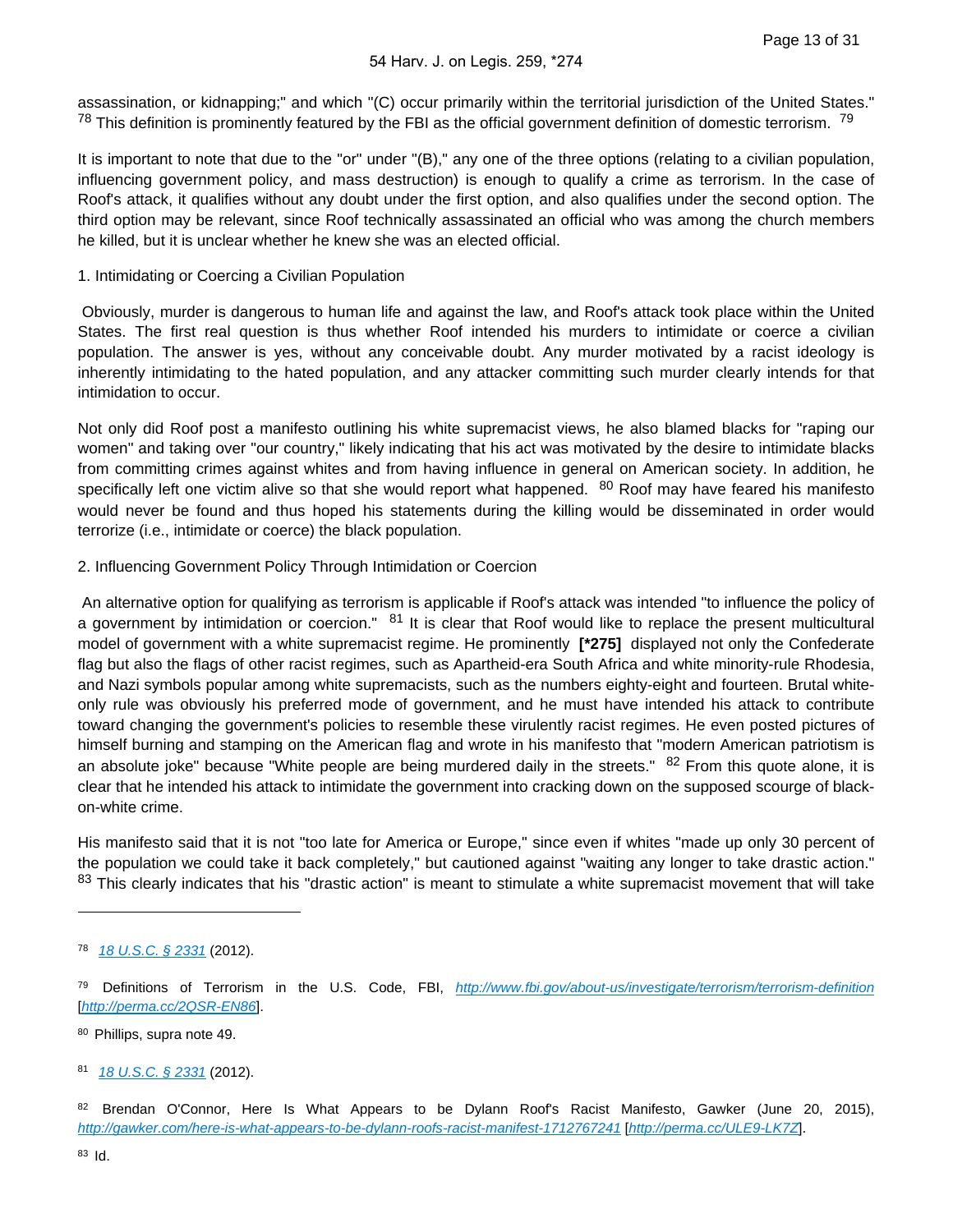assassination, or kidnapping;" and which "(C) occur primarily within the territorial jurisdiction of the United States." [78] This definition is prominently featured by the FBI as the official government definition of domestic terrorism. [79]

It is important to note that due to the "or" under "(B)," any one of the three options (relating to a civilian population, influencing government policy, and mass destruction) is enough to qualify a crime as terrorism. In the case of Roof's attack, it qualifies without any doubt under the first option, and also qualifies under the second option. The third option may be relevant, since Roof technically assassinated an official who was among the church members he killed, but it is unclear whether he knew she was an elected official.

1. Intimidating or Coercing a Civilian Population

Obviously, murder is dangerous to human life and against the law, and Roof's attack took place within the United States. The first real question is thus whether Roof intended his murders to intimidate or coerce a civilian population. The answer is yes, without any conceivable doubt. Any murder motivated by a racist ideology is inherently intimidating to the hated population, and any attacker committing such murder clearly intends for that intimidation to occur.

Not only did Roof post a manifesto outlining his white supremacist views, he also blamed blacks for "raping our women" and taking over "our country," likely indicating that his act was motivated by the desire to intimidate blacks from committing crimes against whites and from having influence in general on American society. In addition, he specifically left one victim alive so that she would report what happened. [80] Roof may have feared his manifesto would never be found and thus hoped his statements during the killing would be disseminated in order would terrorize (i.e., intimidate or coerce) the black population.

2. Influencing Government Policy Through Intimidation or Coercion

An alternative option for qualifying as terrorism is applicable if Roof's attack was intended "to influence the policy of a government by intimidation or coercion." [81] It is clear that Roof would like to replace the present multicultural model of government with a white supremacist regime. He prominently **[*275]** displayed not only the Confederate flag but also the flags of other racist regimes, such as Apartheid-era South Africa and white minority-rule Rhodesia, and Nazi symbols popular among white supremacists, such as the numbers eighty-eight and fourteen. Brutal white-only rule was obviously his preferred mode of government, and he must have intended his attack to contribute toward changing the government's policies to resemble these virulently racist regimes. He even posted pictures of himself burning and stamping on the American flag and wrote in his manifesto that "modern American patriotism is an absolute joke" because "White people are being murdered daily in the streets." [82] From this quote alone, it is clear that he intended his attack to intimidate the government into cracking down on the supposed scourge of black-on-white crime.

His manifesto said that it is not "too late for America or Europe," since even if whites "made up only 30 percent of the population we could take it back completely," but cautioned against "waiting any longer to take drastic action." [83] This clearly indicates that his "drastic action" is meant to stimulate a white supremacist movement that will take

---

[78] 18 U.S.C. § 2331 (2012).

[79] Definitions of Terrorism in the U.S. Code, FBI, http://www.fbi.gov/about-us/investigate/terrorism/terrorism-definition [http://perma.cc/2QSR-EN86].

[80] Phillips, supra note 49.

[81] 18 U.S.C. § 2331 (2012).

[82] Brendan O'Connor, Here Is What Appears to be Dylann Roof's Racist Manifesto, Gawker (June 20, 2015), http://gawker.com/here-is-what-appears-to-be-dylann-roofs-racist-manifest-1712767241 [http://perma.cc/ULE9-LK7Z].

[83] Id.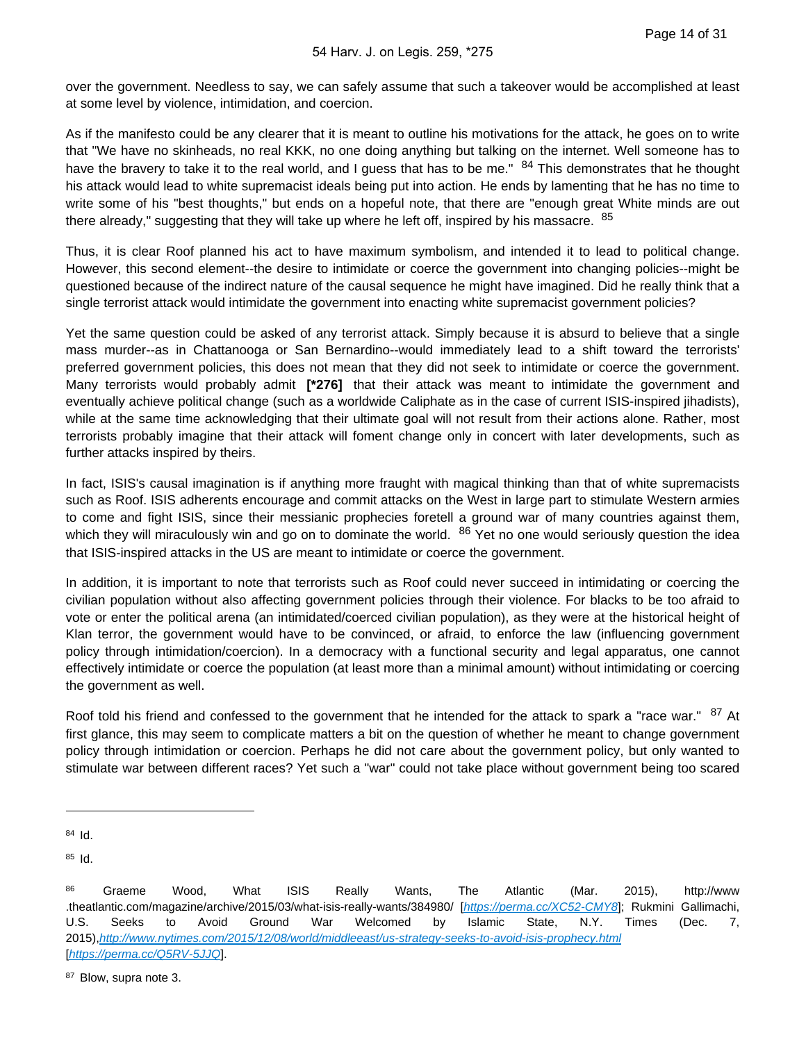over the government. Needless to say, we can safely assume that such a takeover would be accomplished at least at some level by violence, intimidation, and coercion.

As if the manifesto could be any clearer that it is meant to outline his motivations for the attack, he goes on to write that "We have no skinheads, no real KKK, no one doing anything but talking on the internet. Well someone has to have the bravery to take it to the real world, and I guess that has to be me." [84] This demonstrates that he thought his attack would lead to white supremacist ideals being put into action. He ends by lamenting that he has no time to write some of his "best thoughts," but ends on a hopeful note, that there are "enough great White minds are out there already," suggesting that they will take up where he left off, inspired by his massacre. [85]

Thus, it is clear Roof planned his act to have maximum symbolism, and intended it to lead to political change. However, this second element--the desire to intimidate or coerce the government into changing policies--might be questioned because of the indirect nature of the causal sequence he might have imagined. Did he really think that a single terrorist attack would intimidate the government into enacting white supremacist government policies?

Yet the same question could be asked of any terrorist attack. Simply because it is absurd to believe that a single mass murder--as in Chattanooga or San Bernardino--would immediately lead to a shift toward the terrorists' preferred government policies, this does not mean that they did not seek to intimidate or coerce the government. Many terrorists would probably admit **[*276]** that their attack was meant to intimidate the government and eventually achieve political change (such as a worldwide Caliphate as in the case of current ISIS-inspired jihadists), while at the same time acknowledging that their ultimate goal will not result from their actions alone. Rather, most terrorists probably imagine that their attack will foment change only in concert with later developments, such as further attacks inspired by theirs.

In fact, ISIS's causal imagination is if anything more fraught with magical thinking than that of white supremacists such as Roof. ISIS adherents encourage and commit attacks on the West in large part to stimulate Western armies to come and fight ISIS, since their messianic prophecies foretell a ground war of many countries against them, which they will miraculously win and go on to dominate the world. [86] Yet no one would seriously question the idea that ISIS-inspired attacks in the US are meant to intimidate or coerce the government.

In addition, it is important to note that terrorists such as Roof could never succeed in intimidating or coercing the civilian population without also affecting government policies through their violence. For blacks to be too afraid to vote or enter the political arena (an intimidated/coerced civilian population), as they were at the historical height of Klan terror, the government would have to be convinced, or afraid, to enforce the law (influencing government policy through intimidation/coercion). In a democracy with a functional security and legal apparatus, one cannot effectively intimidate or coerce the population (at least more than a minimal amount) without intimidating or coercing the government as well.

Roof told his friend and confessed to the government that he intended for the attack to spark a "race war." [87] At first glance, this may seem to complicate matters a bit on the question of whether he meant to change government policy through intimidation or coercion. Perhaps he did not care about the government policy, but only wanted to stimulate war between different races? Yet such a "war" could not take place without government being too scared

---

[84] Id.

[85] Id.

[86] Graeme Wood, What ISIS Really Wants, The Atlantic (Mar. 2015), http://www.theatlantic.com/magazine/archive/2015/03/what-isis-really-wants/384980/ [https://perma.cc/XC52-CMY8]; Rukmini Gallimachi, U.S. Seeks to Avoid Ground War Welcomed by Islamic State, N.Y. Times (Dec. 7, 2015), http://www.nytimes.com/2015/12/08/world/middleeast/us-strategy-seeks-to-avoid-isis-prophecy.html [https://perma.cc/Q5RV-5JJQ].

[87] Blow, supra note 3.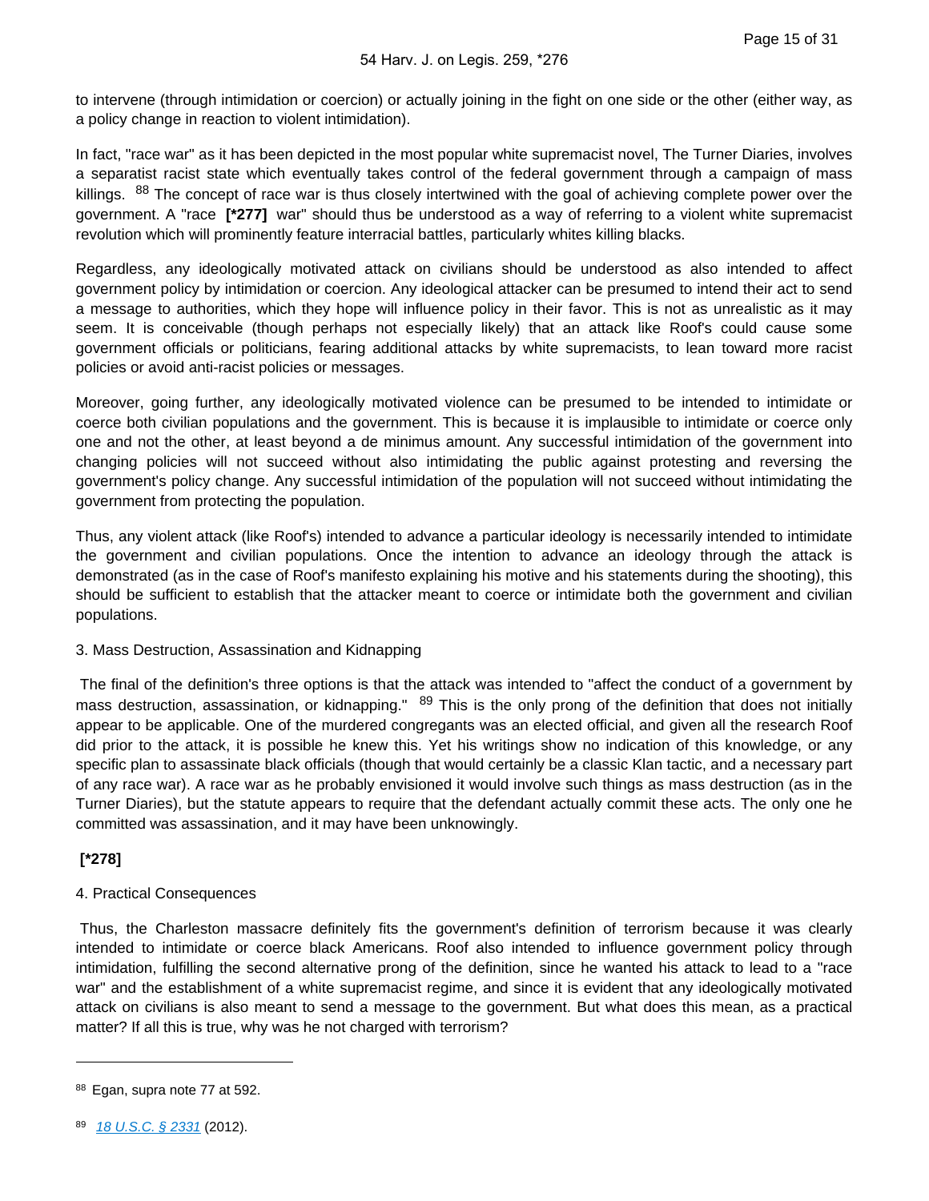to intervene (through intimidation or coercion) or actually joining in the fight on one side or the other (either way, as a policy change in reaction to violent intimidation).

In fact, "race war" as it has been depicted in the most popular white supremacist novel, The Turner Diaries, involves a separatist racist state which eventually takes control of the federal government through a campaign of mass killings. [88] The concept of race war is thus closely intertwined with the goal of achieving complete power over the government. A "race **[*277]** war" should thus be understood as a way of referring to a violent white supremacist revolution which will prominently feature interracial battles, particularly whites killing blacks.

Regardless, any ideologically motivated attack on civilians should be understood as also intended to affect government policy by intimidation or coercion. Any ideological attacker can be presumed to intend their act to send a message to authorities, which they hope will influence policy in their favor. This is not as unrealistic as it may seem. It is conceivable (though perhaps not especially likely) that an attack like Roof's could cause some government officials or politicians, fearing additional attacks by white supremacists, to lean toward more racist policies or avoid anti-racist policies or messages.

Moreover, going further, any ideologically motivated violence can be presumed to be intended to intimidate or coerce both civilian populations and the government. This is because it is implausible to intimidate or coerce only one and not the other, at least beyond a de minimus amount. Any successful intimidation of the government into changing policies will not succeed without also intimidating the public against protesting and reversing the government's policy change. Any successful intimidation of the population will not succeed without intimidating the government from protecting the population.

Thus, any violent attack (like Roof's) intended to advance a particular ideology is necessarily intended to intimidate the government and civilian populations. Once the intention to advance an ideology through the attack is demonstrated (as in the case of Roof's manifesto explaining his motive and his statements during the shooting), this should be sufficient to establish that the attacker meant to coerce or intimidate both the government and civilian populations.

3. Mass Destruction, Assassination and Kidnapping

The final of the definition's three options is that the attack was intended to "affect the conduct of a government by mass destruction, assassination, or kidnapping." [89] This is the only prong of the definition that does not initially appear to be applicable. One of the murdered congregants was an elected official, and given all the research Roof did prior to the attack, it is possible he knew this. Yet his writings show no indication of this knowledge, or any specific plan to assassinate black officials (though that would certainly be a classic Klan tactic, and a necessary part of any race war). A race war as he probably envisioned it would involve such things as mass destruction (as in the Turner Diaries), but the statute appears to require that the defendant actually commit these acts. The only one he committed was assassination, and it may have been unknowingly.

**[*278]**

4. Practical Consequences

Thus, the Charleston massacre definitely fits the government's definition of terrorism because it was clearly intended to intimidate or coerce black Americans. Roof also intended to influence government policy through intimidation, fulfilling the second alternative prong of the definition, since he wanted his attack to lead to a "race war" and the establishment of a white supremacist regime, and since it is evident that any ideologically motivated attack on civilians is also meant to send a message to the government. But what does this mean, as a practical matter? If all this is true, why was he not charged with terrorism?

---

[88] Egan, supra note 77 at 592.

[89] 18 U.S.C. § 2331 (2012).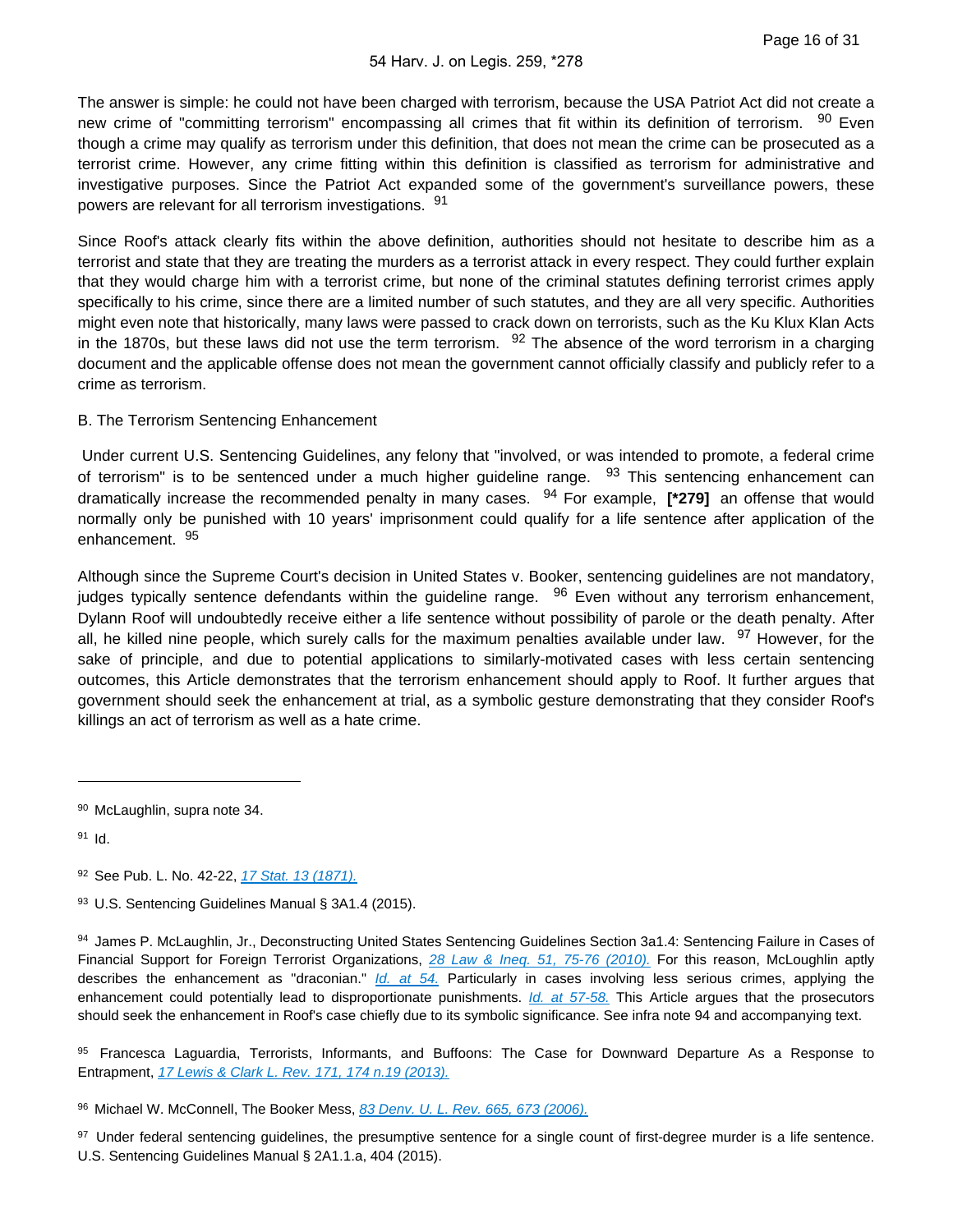The answer is simple: he could not have been charged with terrorism, because the USA Patriot Act did not create a new crime of "committing terrorism" encompassing all crimes that fit within its definition of terrorism. [90] Even though a crime may qualify as terrorism under this definition, that does not mean the crime can be prosecuted as a terrorist crime. However, any crime fitting within this definition is classified as terrorism for administrative and investigative purposes. Since the Patriot Act expanded some of the government's surveillance powers, these powers are relevant for all terrorism investigations. [91]

Since Roof's attack clearly fits within the above definition, authorities should not hesitate to describe him as a terrorist and state that they are treating the murders as a terrorist attack in every respect. They could further explain that they would charge him with a terrorist crime, but none of the criminal statutes defining terrorist crimes apply specifically to his crime, since there are a limited number of such statutes, and they are all very specific. Authorities might even note that historically, many laws were passed to crack down on terrorists, such as the Ku Klux Klan Acts in the 1870s, but these laws did not use the term terrorism. [92] The absence of the word terrorism in a charging document and the applicable offense does not mean the government cannot officially classify and publicly refer to a crime as terrorism.

B. The Terrorism Sentencing Enhancement

Under current U.S. Sentencing Guidelines, any felony that "involved, or was intended to promote, a federal crime of terrorism" is to be sentenced under a much higher guideline range. [93] This sentencing enhancement can dramatically increase the recommended penalty in many cases. [94] For example, **[*279]** an offense that would normally only be punished with 10 years' imprisonment could qualify for a life sentence after application of the enhancement. [95]

Although since the Supreme Court's decision in United States v. Booker, sentencing guidelines are not mandatory, judges typically sentence defendants within the guideline range. [96] Even without any terrorism enhancement, Dylann Roof will undoubtedly receive either a life sentence without possibility of parole or the death penalty. After all, he killed nine people, which surely calls for the maximum penalties available under law. [97] However, for the sake of principle, and due to potential applications to similarly-motivated cases with less certain sentencing outcomes, this Article demonstrates that the terrorism enhancement should apply to Roof. It further argues that government should seek the enhancement at trial, as a symbolic gesture demonstrating that they consider Roof's killings an act of terrorism as well as a hate crime.

---

[90] McLaughlin, supra note 34.

[91] Id.

[92] See Pub. L. No. 42-22, *17 Stat. 13 (1871).*

[93] U.S. Sentencing Guidelines Manual § 3A1.4 (2015).

[94] James P. McLaughlin, Jr., Deconstructing United States Sentencing Guidelines Section 3a1.4: Sentencing Failure in Cases of Financial Support for Foreign Terrorist Organizations, *28 Law & Ineq. 51, 75-76 (2010).* For this reason, McLoughlin aptly describes the enhancement as "draconian." *Id. at 54.* Particularly in cases involving less serious crimes, applying the enhancement could potentially lead to disproportionate punishments. *Id. at 57-58.* This Article argues that the prosecutors should seek the enhancement in Roof's case chiefly due to its symbolic significance. See infra note 94 and accompanying text.

[95] Francesca Laguardia, Terrorists, Informants, and Buffoons: The Case for Downward Departure As a Response to Entrapment, *17 Lewis & Clark L. Rev. 171, 174 n.19 (2013).*

[96] Michael W. McConnell, The Booker Mess, *83 Denv. U. L. Rev. 665, 673 (2006).*

[97] Under federal sentencing guidelines, the presumptive sentence for a single count of first-degree murder is a life sentence. U.S. Sentencing Guidelines Manual § 2A1.1.a, 404 (2015).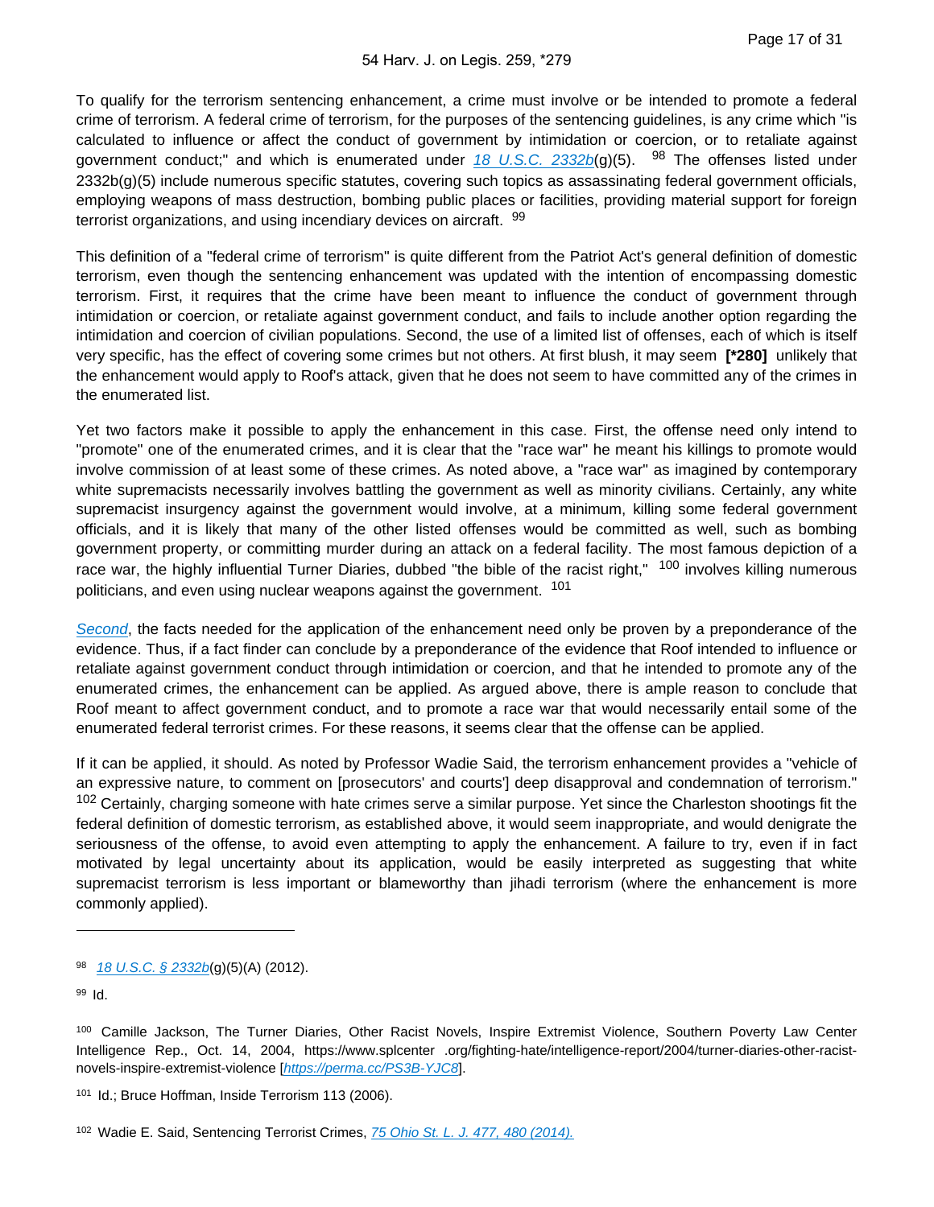To qualify for the terrorism sentencing enhancement, a crime must involve or be intended to promote a federal crime of terrorism. A federal crime of terrorism, for the purposes of the sentencing guidelines, is any crime which "is calculated to influence or affect the conduct of government by intimidation or coercion, or to retaliate against government conduct;" and which is enumerated under 18 U.S.C. 2332b(g)(5). [98] The offenses listed under 2332b(g)(5) include numerous specific statutes, covering such topics as assassinating federal government officials, employing weapons of mass destruction, bombing public places or facilities, providing material support for foreign terrorist organizations, and using incendiary devices on aircraft. [99]

This definition of a "federal crime of terrorism" is quite different from the Patriot Act's general definition of domestic terrorism, even though the sentencing enhancement was updated with the intention of encompassing domestic terrorism. First, it requires that the crime have been meant to influence the conduct of government through intimidation or coercion, or retaliate against government conduct, and fails to include another option regarding the intimidation and coercion of civilian populations. Second, the use of a limited list of offenses, each of which is itself very specific, has the effect of covering some crimes but not others. At first blush, it may seem **[*280]** unlikely that the enhancement would apply to Roof's attack, given that he does not seem to have committed any of the crimes in the enumerated list.

Yet two factors make it possible to apply the enhancement in this case. First, the offense need only intend to "promote" one of the enumerated crimes, and it is clear that the "race war" he meant his killings to promote would involve commission of at least some of these crimes. As noted above, a "race war" as imagined by contemporary white supremacists necessarily involves battling the government as well as minority civilians. Certainly, any white supremacist insurgency against the government would involve, at a minimum, killing some federal government officials, and it is likely that many of the other listed offenses would be committed as well, such as bombing government property, or committing murder during an attack on a federal facility. The most famous depiction of a race war, the highly influential Turner Diaries, dubbed "the bible of the racist right," [100] involves killing numerous politicians, and even using nuclear weapons against the government. [101]

Second, the facts needed for the application of the enhancement need only be proven by a preponderance of the evidence. Thus, if a fact finder can conclude by a preponderance of the evidence that Roof intended to influence or retaliate against government conduct through intimidation or coercion, and that he intended to promote any of the enumerated crimes, the enhancement can be applied. As argued above, there is ample reason to conclude that Roof meant to affect government conduct, and to promote a race war that would necessarily entail some of the enumerated federal terrorist crimes. For these reasons, it seems clear that the offense can be applied.

If it can be applied, it should. As noted by Professor Wadie Said, the terrorism enhancement provides a "vehicle of an expressive nature, to comment on [prosecutors' and courts'] deep disapproval and condemnation of terrorism." [102] Certainly, charging someone with hate crimes serve a similar purpose. Yet since the Charleston shootings fit the federal definition of domestic terrorism, as established above, it would seem inappropriate, and would denigrate the seriousness of the offense, to avoid even attempting to apply the enhancement. A failure to try, even if in fact motivated by legal uncertainty about its application, would be easily interpreted as suggesting that white supremacist terrorism is less important or blameworthy than jihadi terrorism (where the enhancement is more commonly applied).

---

[98] 18 U.S.C. § 2332b(g)(5)(A) (2012).

[99] Id.

[100] Camille Jackson, The Turner Diaries, Other Racist Novels, Inspire Extremist Violence, Southern Poverty Law Center Intelligence Rep., Oct. 14, 2004, https://www.splcenter .org/fighting-hate/intelligence-report/2004/turner-diaries-other-racist-novels-inspire-extremist-violence [https://perma.cc/PS3B-YJC8].

[101] Id.; Bruce Hoffman, Inside Terrorism 113 (2006).

[102] Wadie E. Said, Sentencing Terrorist Crimes, 75 Ohio St. L. J. 477, 480 (2014).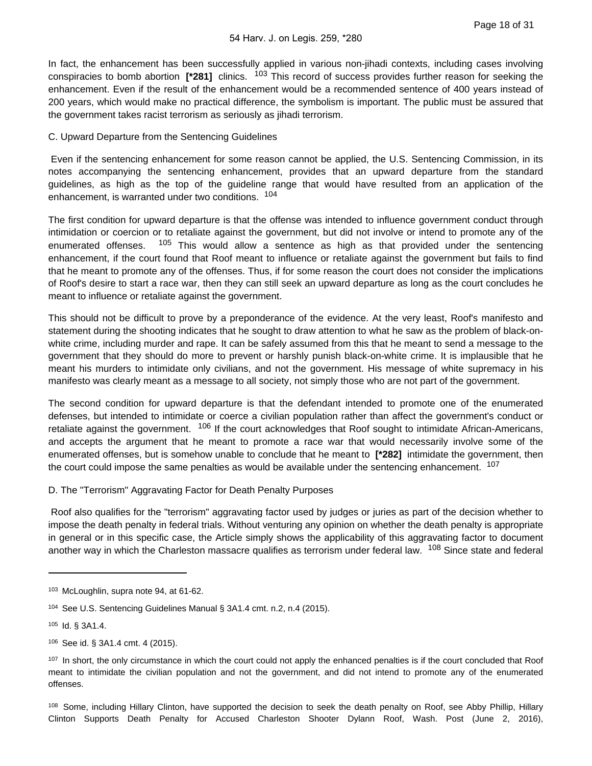In fact, the enhancement has been successfully applied in various non-jihadi contexts, including cases involving conspiracies to bomb abortion **[*281]** clinics. [103] This record of success provides further reason for seeking the enhancement. Even if the result of the enhancement would be a recommended sentence of 400 years instead of 200 years, which would make no practical difference, the symbolism is important. The public must be assured that the government takes racist terrorism as seriously as jihadi terrorism.

C. Upward Departure from the Sentencing Guidelines

Even if the sentencing enhancement for some reason cannot be applied, the U.S. Sentencing Commission, in its notes accompanying the sentencing enhancement, provides that an upward departure from the standard guidelines, as high as the top of the guideline range that would have resulted from an application of the enhancement, is warranted under two conditions. [104]

The first condition for upward departure is that the offense was intended to influence government conduct through intimidation or coercion or to retaliate against the government, but did not involve or intend to promote any of the enumerated offenses. [105] This would allow a sentence as high as that provided under the sentencing enhancement, if the court found that Roof meant to influence or retaliate against the government but fails to find that he meant to promote any of the offenses. Thus, if for some reason the court does not consider the implications of Roof's desire to start a race war, then they can still seek an upward departure as long as the court concludes he meant to influence or retaliate against the government.

This should not be difficult to prove by a preponderance of the evidence. At the very least, Roof's manifesto and statement during the shooting indicates that he sought to draw attention to what he saw as the problem of black-on-white crime, including murder and rape. It can be safely assumed from this that he meant to send a message to the government that they should do more to prevent or harshly punish black-on-white crime. It is implausible that he meant his murders to intimidate only civilians, and not the government. His message of white supremacy in his manifesto was clearly meant as a message to all society, not simply those who are not part of the government.

The second condition for upward departure is that the defendant intended to promote one of the enumerated defenses, but intended to intimidate or coerce a civilian population rather than affect the government's conduct or retaliate against the government. [106] If the court acknowledges that Roof sought to intimidate African-Americans, and accepts the argument that he meant to promote a race war that would necessarily involve some of the enumerated offenses, but is somehow unable to conclude that he meant to **[*282]** intimidate the government, then the court could impose the same penalties as would be available under the sentencing enhancement. [107]

D. The "Terrorism" Aggravating Factor for Death Penalty Purposes

Roof also qualifies for the "terrorism" aggravating factor used by judges or juries as part of the decision whether to impose the death penalty in federal trials. Without venturing any opinion on whether the death penalty is appropriate in general or in this specific case, the Article simply shows the applicability of this aggravating factor to document another way in which the Charleston massacre qualifies as terrorism under federal law. [108] Since state and federal

---

[103] McLoughlin, supra note 94, at 61-62.

[104] See U.S. Sentencing Guidelines Manual § 3A1.4 cmt. n.2, n.4 (2015).

[105] Id. § 3A1.4.

[106] See id. § 3A1.4 cmt. 4 (2015).

[107] In short, the only circumstance in which the court could not apply the enhanced penalties is if the court concluded that Roof meant to intimidate the civilian population and not the government, and did not intend to promote any of the enumerated offenses.

[108] Some, including Hillary Clinton, have supported the decision to seek the death penalty on Roof, see Abby Phillip, Hillary Clinton Supports Death Penalty for Accused Charleston Shooter Dylann Roof, Wash. Post (June 2, 2016),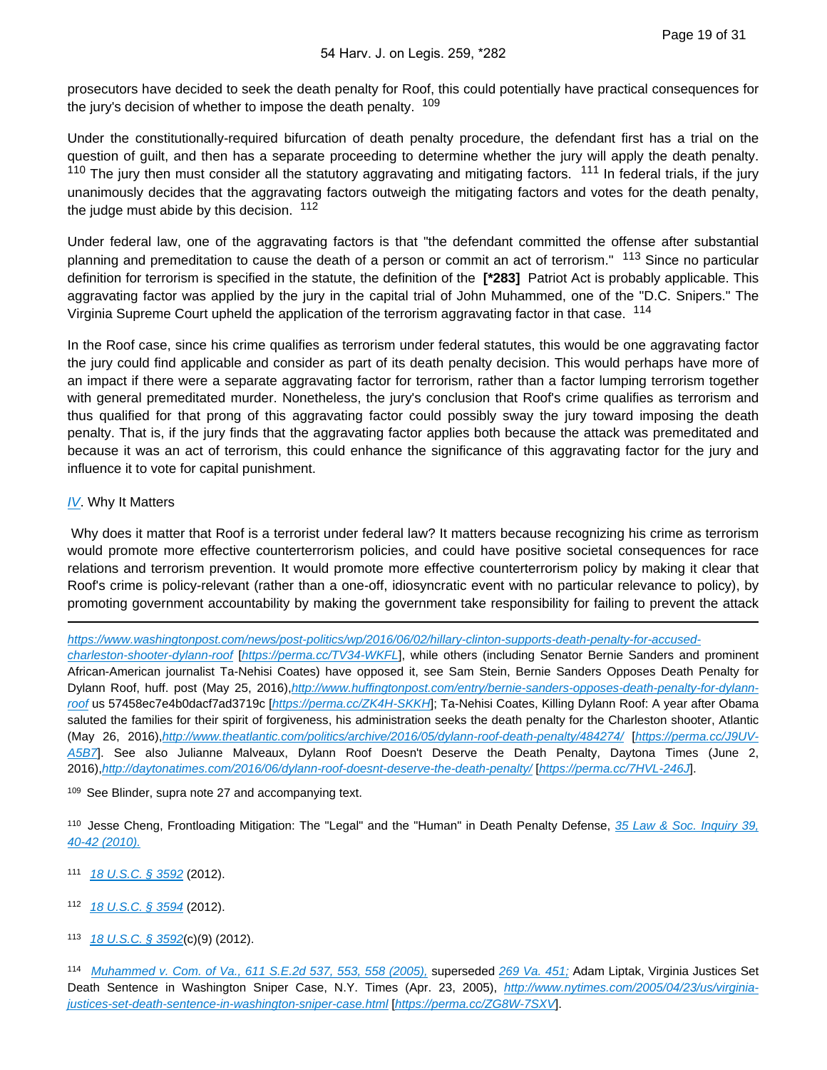prosecutors have decided to seek the death penalty for Roof, this could potentially have practical consequences for the jury's decision of whether to impose the death penalty. [109]

Under the constitutionally-required bifurcation of death penalty procedure, the defendant first has a trial on the question of guilt, and then has a separate proceeding to determine whether the jury will apply the death penalty. [110] The jury then must consider all the statutory aggravating and mitigating factors. [111] In federal trials, if the jury unanimously decides that the aggravating factors outweigh the mitigating factors and votes for the death penalty, the judge must abide by this decision. [112]

Under federal law, one of the aggravating factors is that "the defendant committed the offense after substantial planning and premeditation to cause the death of a person or commit an act of terrorism." [113] Since no particular definition for terrorism is specified in the statute, the definition of the **[*283]** Patriot Act is probably applicable. This aggravating factor was applied by the jury in the capital trial of John Muhammed, one of the "D.C. Snipers." The Virginia Supreme Court upheld the application of the terrorism aggravating factor in that case. [114]

In the Roof case, since his crime qualifies as terrorism under federal statutes, this would be one aggravating factor the jury could find applicable and consider as part of its death penalty decision. This would perhaps have more of an impact if there were a separate aggravating factor for terrorism, rather than a factor lumping terrorism together with general premeditated murder. Nonetheless, the jury's conclusion that Roof's crime qualifies as terrorism and thus qualified for that prong of this aggravating factor could possibly sway the jury toward imposing the death penalty. That is, if the jury finds that the aggravating factor applies both because the attack was premeditated and because it was an act of terrorism, this could enhance the significance of this aggravating factor for the jury and influence it to vote for capital punishment.

## IV. Why It Matters

Why does it matter that Roof is a terrorist under federal law? It matters because recognizing his crime as terrorism would promote more effective counterterrorism policies, and could have positive societal consequences for race relations and terrorism prevention. It would promote more effective counterterrorism policy by making it clear that Roof's crime is policy-relevant (rather than a one-off, idiosyncratic event with no particular relevance to policy), by promoting government accountability by making the government take responsibility for failing to prevent the attack

---

https://www.washingtonpost.com/news/post-politics/wp/2016/06/02/hillary-clinton-supports-death-penalty-for-accused-charleston-shooter-dylann-roof [https://perma.cc/TV34-WKFL], while others (including Senator Bernie Sanders and prominent African-American journalist Ta-Nehisi Coates) have opposed it, see Sam Stein, Bernie Sanders Opposes Death Penalty for Dylann Roof, huff. post (May 25, 2016),http://www.huffingtonpost.com/entry/bernie-sanders-opposes-death-penalty-for-dylann-roof us 57458ec7e4b0dacf7ad3719c [https://perma.cc/ZK4H-SKKH]; Ta-Nehisi Coates, Killing Dylann Roof: A year after Obama saluted the families for their spirit of forgiveness, his administration seeks the death penalty for the Charleston shooter, Atlantic (May 26, 2016),http://www.theatlantic.com/politics/archive/2016/05/dylann-roof-death-penalty/484274/ [https://perma.cc/J9UV-A5B7]. See also Julianne Malveaux, Dylann Roof Doesn't Deserve the Death Penalty, Daytona Times (June 2, 2016),http://daytonatimes.com/2016/06/dylann-roof-doesnt-deserve-the-death-penalty/ [https://perma.cc/7HVL-246J].

[109] See Blinder, supra note 27 and accompanying text.

[110] Jesse Cheng, Frontloading Mitigation: The "Legal" and the "Human" in Death Penalty Defense, 35 Law & Soc. Inquiry 39, 40-42 (2010).

[111] 18 U.S.C. § 3592 (2012).

[112] 18 U.S.C. § 3594 (2012).

[113] 18 U.S.C. § 3592(c)(9) (2012).

[114] Muhammed v. Com. of Va., 611 S.E.2d 537, 553, 558 (2005), superseded 269 Va. 451; Adam Liptak, Virginia Justices Set Death Sentence in Washington Sniper Case, N.Y. Times (Apr. 23, 2005), http://www.nytimes.com/2005/04/23/us/virginia-justices-set-death-sentence-in-washington-sniper-case.html [https://perma.cc/ZG8W-7SXV].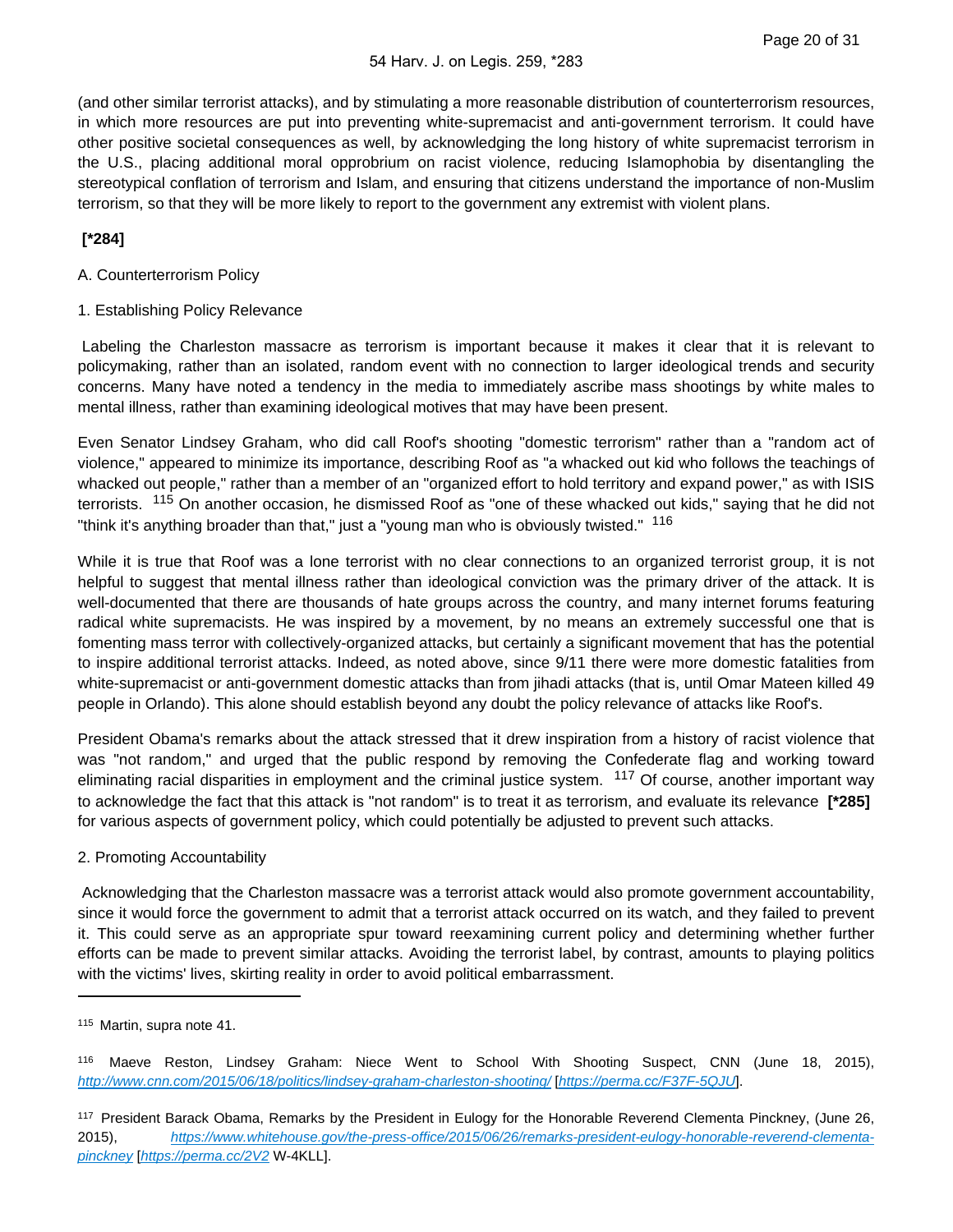(and other similar terrorist attacks), and by stimulating a more reasonable distribution of counterterrorism resources, in which more resources are put into preventing white-supremacist and anti-government terrorism. It could have other positive societal consequences as well, by acknowledging the long history of white supremacist terrorism in the U.S., placing additional moral opprobrium on racist violence, reducing Islamophobia by disentangling the stereotypical conflation of terrorism and Islam, and ensuring that citizens understand the importance of non-Muslim terrorism, so that they will be more likely to report to the government any extremist with violent plans.

**[*284]**

A. Counterterrorism Policy

1. Establishing Policy Relevance

Labeling the Charleston massacre as terrorism is important because it makes it clear that it is relevant to policymaking, rather than an isolated, random event with no connection to larger ideological trends and security concerns. Many have noted a tendency in the media to immediately ascribe mass shootings by white males to mental illness, rather than examining ideological motives that may have been present.

Even Senator Lindsey Graham, who did call Roof's shooting "domestic terrorism" rather than a "random act of violence," appeared to minimize its importance, describing Roof as "a whacked out kid who follows the teachings of whacked out people," rather than a member of an "organized effort to hold territory and expand power," as with ISIS terrorists. [115] On another occasion, he dismissed Roof as "one of these whacked out kids," saying that he did not "think it's anything broader than that," just a "young man who is obviously twisted." [116]

While it is true that Roof was a lone terrorist with no clear connections to an organized terrorist group, it is not helpful to suggest that mental illness rather than ideological conviction was the primary driver of the attack. It is well-documented that there are thousands of hate groups across the country, and many internet forums featuring radical white supremacists. He was inspired by a movement, by no means an extremely successful one that is fomenting mass terror with collectively-organized attacks, but certainly a significant movement that has the potential to inspire additional terrorist attacks. Indeed, as noted above, since 9/11 there were more domestic fatalities from white-supremacist or anti-government domestic attacks than from jihadi attacks (that is, until Omar Mateen killed 49 people in Orlando). This alone should establish beyond any doubt the policy relevance of attacks like Roof's.

President Obama's remarks about the attack stressed that it drew inspiration from a history of racist violence that was "not random," and urged that the public respond by removing the Confederate flag and working toward eliminating racial disparities in employment and the criminal justice system. [117] Of course, another important way to acknowledge the fact that this attack is "not random" is to treat it as terrorism, and evaluate its relevance **[*285]** for various aspects of government policy, which could potentially be adjusted to prevent such attacks.

2. Promoting Accountability

Acknowledging that the Charleston massacre was a terrorist attack would also promote government accountability, since it would force the government to admit that a terrorist attack occurred on its watch, and they failed to prevent it. This could serve as an appropriate spur toward reexamining current policy and determining whether further efforts can be made to prevent similar attacks. Avoiding the terrorist label, by contrast, amounts to playing politics with the victims' lives, skirting reality in order to avoid political embarrassment.

---

[115] Martin, supra note 41.

[116] Maeve Reston, Lindsey Graham: Niece Went to School With Shooting Suspect, CNN (June 18, 2015), http://www.cnn.com/2015/06/18/politics/lindsey-graham-charleston-shooting/ [https://perma.cc/F37F-5QJU].

[117] President Barack Obama, Remarks by the President in Eulogy for the Honorable Reverend Clementa Pinckney, (June 26, 2015), https://www.whitehouse.gov/the-press-office/2015/06/26/remarks-president-eulogy-honorable-reverend-clementa-pinckney [https://perma.cc/2V2 W-4KLL].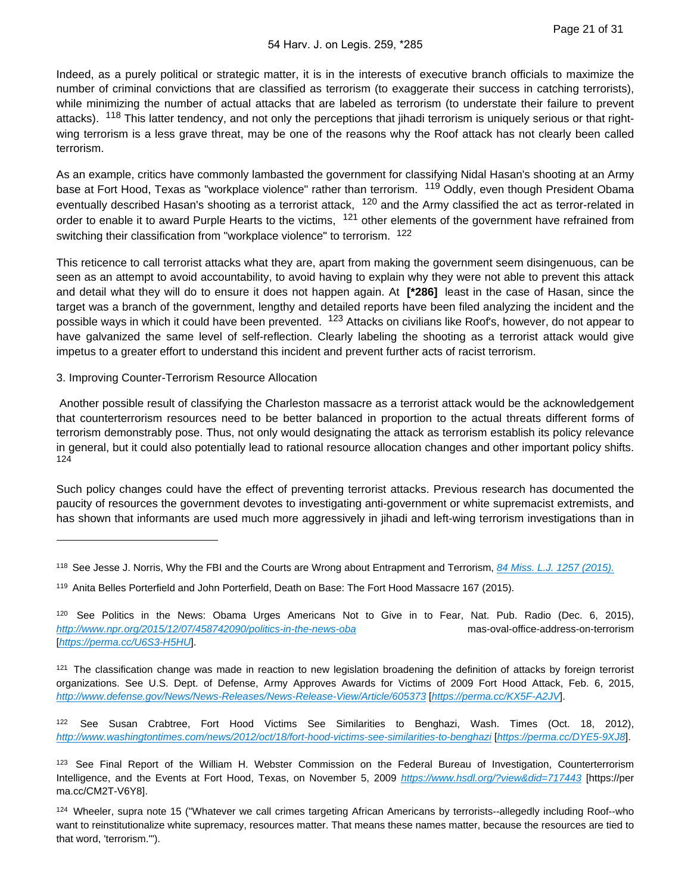Indeed, as a purely political or strategic matter, it is in the interests of executive branch officials to maximize the number of criminal convictions that are classified as terrorism (to exaggerate their success in catching terrorists), while minimizing the number of actual attacks that are labeled as terrorism (to understate their failure to prevent attacks). [118] This latter tendency, and not only the perceptions that jihadi terrorism is uniquely serious or that right-wing terrorism is a less grave threat, may be one of the reasons why the Roof attack has not clearly been called terrorism.

As an example, critics have commonly lambasted the government for classifying Nidal Hasan's shooting at an Army base at Fort Hood, Texas as "workplace violence" rather than terrorism. [119] Oddly, even though President Obama eventually described Hasan's shooting as a terrorist attack, [120] and the Army classified the act as terror-related in order to enable it to award Purple Hearts to the victims, [121] other elements of the government have refrained from switching their classification from "workplace violence" to terrorism. [122]

This reticence to call terrorist attacks what they are, apart from making the government seem disingenuous, can be seen as an attempt to avoid accountability, to avoid having to explain why they were not able to prevent this attack and detail what they will do to ensure it does not happen again. At **[*286]** least in the case of Hasan, since the target was a branch of the government, lengthy and detailed reports have been filed analyzing the incident and the possible ways in which it could have been prevented. [123] Attacks on civilians like Roof's, however, do not appear to have galvanized the same level of self-reflection. Clearly labeling the shooting as a terrorist attack would give impetus to a greater effort to understand this incident and prevent further acts of racist terrorism.

3. Improving Counter-Terrorism Resource Allocation

Another possible result of classifying the Charleston massacre as a terrorist attack would be the acknowledgement that counterterrorism resources need to be better balanced in proportion to the actual threats different forms of terrorism demonstrably pose. Thus, not only would designating the attack as terrorism establish its policy relevance in general, but it could also potentially lead to rational resource allocation changes and other important policy shifts. [124]

Such policy changes could have the effect of preventing terrorist attacks. Previous research has documented the paucity of resources the government devotes to investigating anti-government or white supremacist extremists, and has shown that informants are used much more aggressively in jihadi and left-wing terrorism investigations than in

---

[118] See Jesse J. Norris, Why the FBI and the Courts are Wrong about Entrapment and Terrorism, *84 Miss. L.J. 1257 (2015).*

[119] Anita Belles Porterfield and John Porterfield, Death on Base: The Fort Hood Massacre 167 (2015).

[120] See Politics in the News: Obama Urges Americans Not to Give in to Fear, Nat. Pub. Radio (Dec. 6, 2015), *http://www.npr.org/2015/12/07/458742090/politics-in-the-news-oba* mas-oval-office-address-on-terrorism [*https://perma.cc/U6S3-H5HU*].

[121] The classification change was made in reaction to new legislation broadening the definition of attacks by foreign terrorist organizations. See U.S. Dept. of Defense, Army Approves Awards for Victims of 2009 Fort Hood Attack, Feb. 6, 2015, *http://www.defense.gov/News/News-Releases/News-Release-View/Article/605373* [*https://perma.cc/KX5F-A2JV*].

[122] See Susan Crabtree, Fort Hood Victims See Similarities to Benghazi, Wash. Times (Oct. 18, 2012), *http://www.washingtontimes.com/news/2012/oct/18/fort-hood-victims-see-similarities-to-benghazi* [*https://perma.cc/DYE5-9XJ8*].

[123] See Final Report of the William H. Webster Commission on the Federal Bureau of Investigation, Counterterrorism Intelligence, and the Events at Fort Hood, Texas, on November 5, 2009 *https://www.hsdl.org/?view&did=717443* [https://perma.cc/CM2T-V6Y8].

[124] Wheeler, supra note 15 ("Whatever we call crimes targeting African Americans by terrorists--allegedly including Roof--who want to reinstitutionalize white supremacy, resources matter. That means these names matter, because the resources are tied to that word, 'terrorism.'").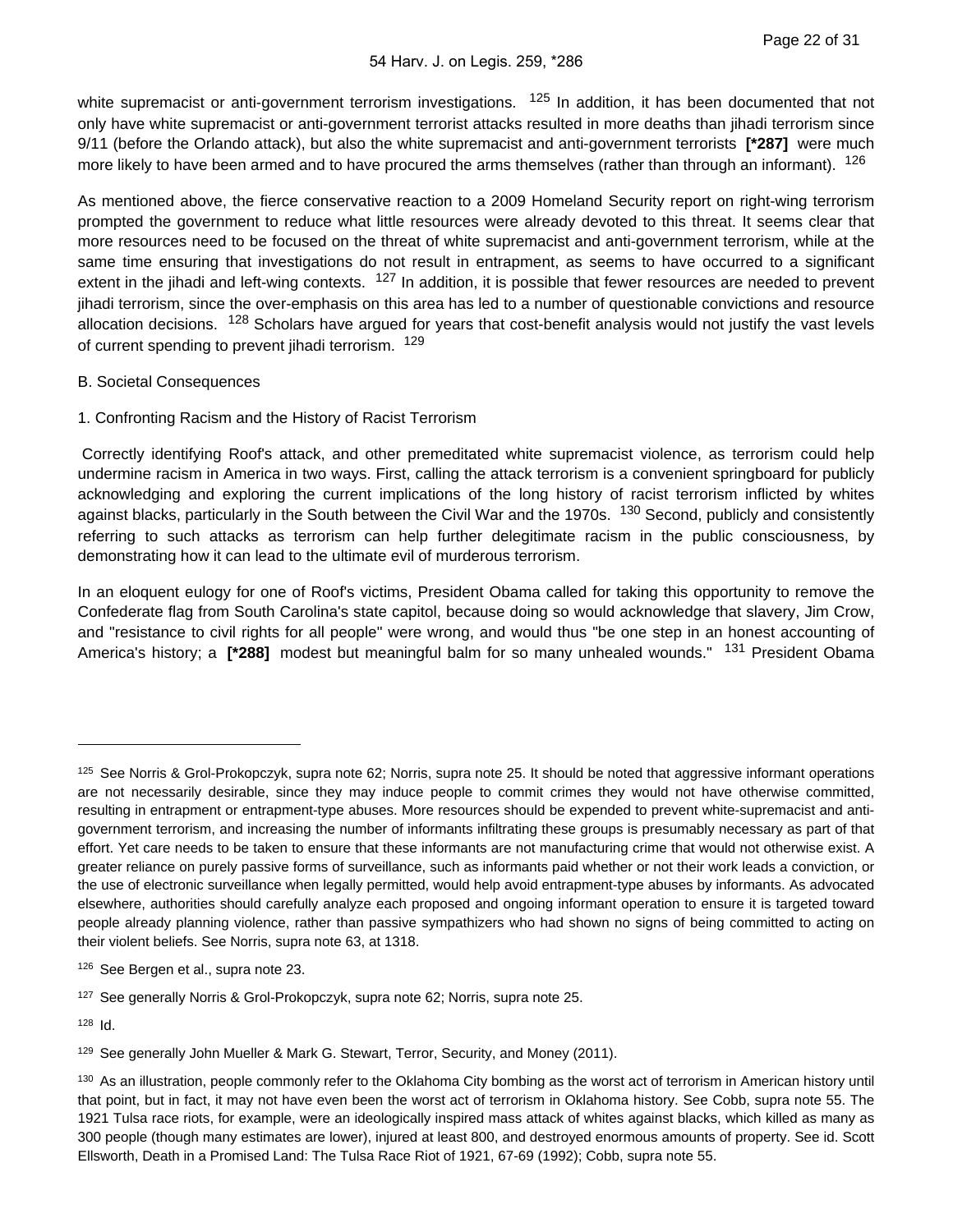white supremacist or anti-government terrorism investigations. [125] In addition, it has been documented that not only have white supremacist or anti-government terrorist attacks resulted in more deaths than jihadi terrorism since 9/11 (before the Orlando attack), but also the white supremacist and anti-government terrorists **[*287]** were much more likely to have been armed and to have procured the arms themselves (rather than through an informant). [126]

As mentioned above, the fierce conservative reaction to a 2009 Homeland Security report on right-wing terrorism prompted the government to reduce what little resources were already devoted to this threat. It seems clear that more resources need to be focused on the threat of white supremacist and anti-government terrorism, while at the same time ensuring that investigations do not result in entrapment, as seems to have occurred to a significant extent in the jihadi and left-wing contexts. [127] In addition, it is possible that fewer resources are needed to prevent jihadi terrorism, since the over-emphasis on this area has led to a number of questionable convictions and resource allocation decisions. [128] Scholars have argued for years that cost-benefit analysis would not justify the vast levels of current spending to prevent jihadi terrorism. [129]

B. Societal Consequences

1. Confronting Racism and the History of Racist Terrorism

Correctly identifying Roof's attack, and other premeditated white supremacist violence, as terrorism could help undermine racism in America in two ways. First, calling the attack terrorism is a convenient springboard for publicly acknowledging and exploring the current implications of the long history of racist terrorism inflicted by whites against blacks, particularly in the South between the Civil War and the 1970s. [130] Second, publicly and consistently referring to such attacks as terrorism can help further delegitimate racism in the public consciousness, by demonstrating how it can lead to the ultimate evil of murderous terrorism.

In an eloquent eulogy for one of Roof's victims, President Obama called for taking this opportunity to remove the Confederate flag from South Carolina's state capitol, because doing so would acknowledge that slavery, Jim Crow, and "resistance to civil rights for all people" were wrong, and would thus "be one step in an honest accounting of America's history; a **[*288]** modest but meaningful balm for so many unhealed wounds." [131] President Obama

---

[125] See Norris & Grol-Prokopczyk, supra note 62; Norris, supra note 25. It should be noted that aggressive informant operations are not necessarily desirable, since they may induce people to commit crimes they would not have otherwise committed, resulting in entrapment or entrapment-type abuses. More resources should be expended to prevent white-supremacist and anti-government terrorism, and increasing the number of informants infiltrating these groups is presumably necessary as part of that effort. Yet care needs to be taken to ensure that these informants are not manufacturing crime that would not otherwise exist. A greater reliance on purely passive forms of surveillance, such as informants paid whether or not their work leads a conviction, or the use of electronic surveillance when legally permitted, would help avoid entrapment-type abuses by informants. As advocated elsewhere, authorities should carefully analyze each proposed and ongoing informant operation to ensure it is targeted toward people already planning violence, rather than passive sympathizers who had shown no signs of being committed to acting on their violent beliefs. See Norris, supra note 63, at 1318.

[126] See Bergen et al., supra note 23.

[127] See generally Norris & Grol-Prokopczyk, supra note 62; Norris, supra note 25.

[128] Id.

[129] See generally John Mueller & Mark G. Stewart, Terror, Security, and Money (2011).

[130] As an illustration, people commonly refer to the Oklahoma City bombing as the worst act of terrorism in American history until that point, but in fact, it may not have even been the worst act of terrorism in Oklahoma history. See Cobb, supra note 55. The 1921 Tulsa race riots, for example, were an ideologically inspired mass attack of whites against blacks, which killed as many as 300 people (though many estimates are lower), injured at least 800, and destroyed enormous amounts of property. See id. Scott Ellsworth, Death in a Promised Land: The Tulsa Race Riot of 1921, 67-69 (1992); Cobb, supra note 55.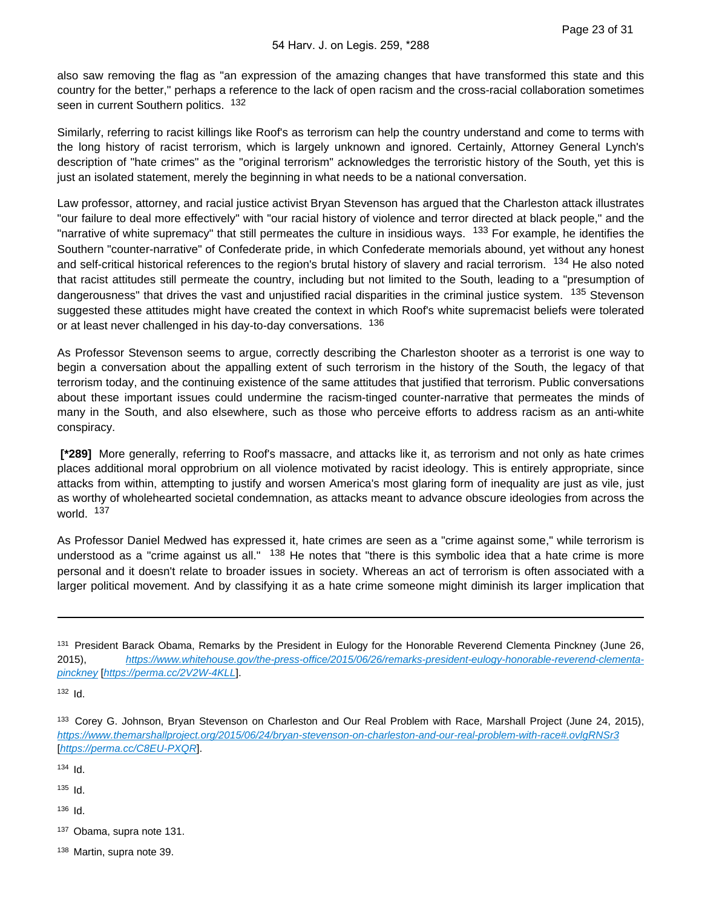also saw removing the flag as "an expression of the amazing changes that have transformed this state and this country for the better," perhaps a reference to the lack of open racism and the cross-racial collaboration sometimes seen in current Southern politics. [132]

Similarly, referring to racist killings like Roof's as terrorism can help the country understand and come to terms with the long history of racist terrorism, which is largely unknown and ignored. Certainly, Attorney General Lynch's description of "hate crimes" as the "original terrorism" acknowledges the terroristic history of the South, yet this is just an isolated statement, merely the beginning in what needs to be a national conversation.

Law professor, attorney, and racial justice activist Bryan Stevenson has argued that the Charleston attack illustrates "our failure to deal more effectively" with "our racial history of violence and terror directed at black people," and the "narrative of white supremacy" that still permeates the culture in insidious ways. [133] For example, he identifies the Southern "counter-narrative" of Confederate pride, in which Confederate memorials abound, yet without any honest and self-critical historical references to the region's brutal history of slavery and racial terrorism. [134] He also noted that racist attitudes still permeate the country, including but not limited to the South, leading to a "presumption of dangerousness" that drives the vast and unjustified racial disparities in the criminal justice system. [135] Stevenson suggested these attitudes might have created the context in which Roof's white supremacist beliefs were tolerated or at least never challenged in his day-to-day conversations. [136]

As Professor Stevenson seems to argue, correctly describing the Charleston shooter as a terrorist is one way to begin a conversation about the appalling extent of such terrorism in the history of the South, the legacy of that terrorism today, and the continuing existence of the same attitudes that justified that terrorism. Public conversations about these important issues could undermine the racism-tinged counter-narrative that permeates the minds of many in the South, and also elsewhere, such as those who perceive efforts to address racism as an anti-white conspiracy.

**[*289]** More generally, referring to Roof's massacre, and attacks like it, as terrorism and not only as hate crimes places additional moral opprobrium on all violence motivated by racist ideology. This is entirely appropriate, since attacks from within, attempting to justify and worsen America's most glaring form of inequality are just as vile, just as worthy of wholehearted societal condemnation, as attacks meant to advance obscure ideologies from across the world. [137]

As Professor Daniel Medwed has expressed it, hate crimes are seen as a "crime against some," while terrorism is understood as a "crime against us all." [138] He notes that "there is this symbolic idea that a hate crime is more personal and it doesn't relate to broader issues in society. Whereas an act of terrorism is often associated with a larger political movement. And by classifying it as a hate crime someone might diminish its larger implication that

---

[131] President Barack Obama, Remarks by the President in Eulogy for the Honorable Reverend Clementa Pinckney (June 26, 2015), *https://www.whitehouse.gov/the-press-office/2015/06/26/remarks-president-eulogy-honorable-reverend-clementa-pinckney* [*https://perma.cc/2V2W-4KLL*].

[132] Id.

[133] Corey G. Johnson, Bryan Stevenson on Charleston and Our Real Problem with Race, Marshall Project (June 24, 2015), *https://www.themarshallproject.org/2015/06/24/bryan-stevenson-on-charleston-and-our-real-problem-with-race#.ovlgRNSr3* [*https://perma.cc/C8EU-PXQR*].

[134] Id.

[135] Id.

[136] Id.

[137] Obama, supra note 131.

[138] Martin, supra note 39.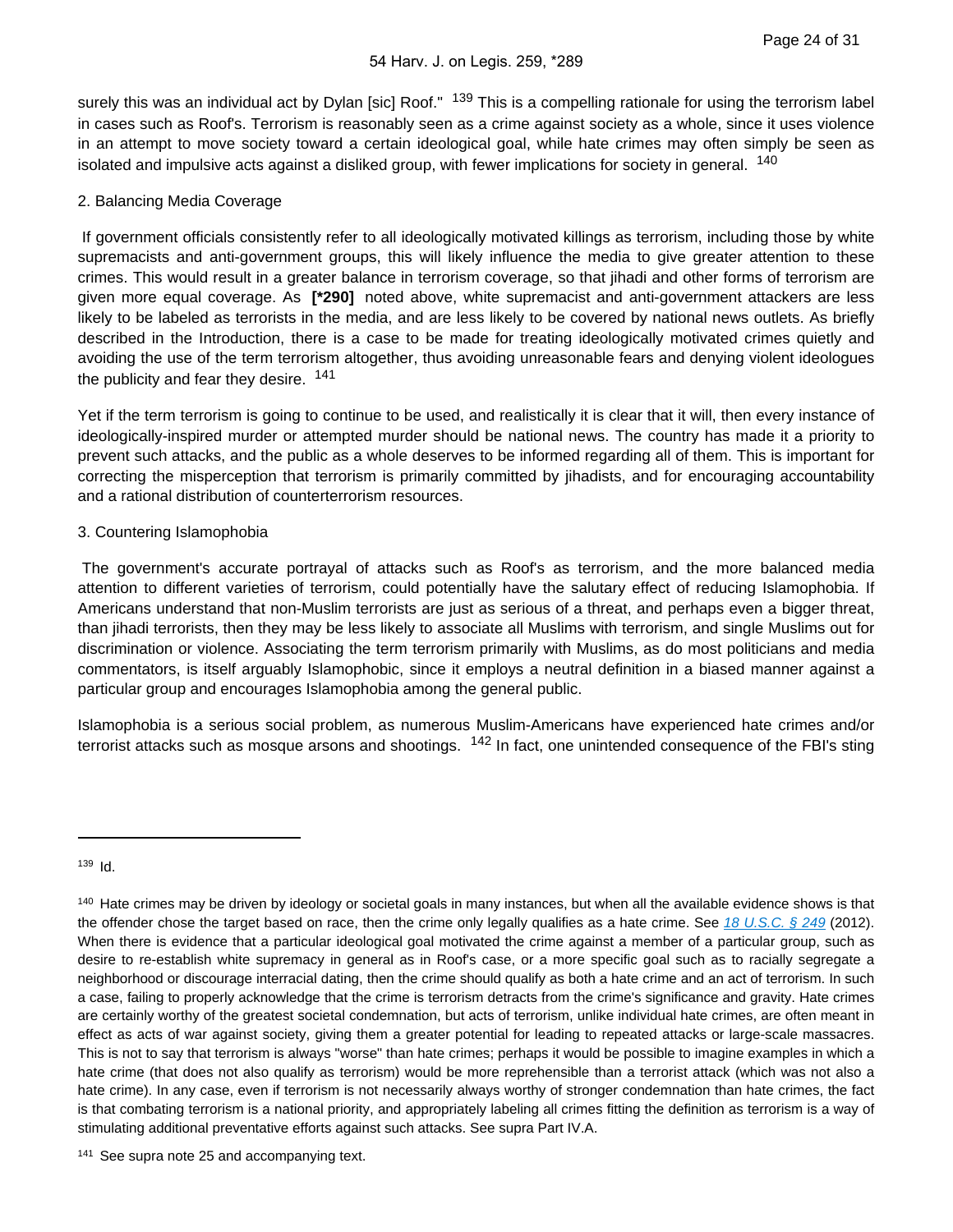surely this was an individual act by Dylan [sic] Roof." [139] This is a compelling rationale for using the terrorism label in cases such as Roof's. Terrorism is reasonably seen as a crime against society as a whole, since it uses violence in an attempt to move society toward a certain ideological goal, while hate crimes may often simply be seen as isolated and impulsive acts against a disliked group, with fewer implications for society in general. [140]

2. Balancing Media Coverage

If government officials consistently refer to all ideologically motivated killings as terrorism, including those by white supremacists and anti-government groups, this will likely influence the media to give greater attention to these crimes. This would result in a greater balance in terrorism coverage, so that jihadi and other forms of terrorism are given more equal coverage. As **[*290]** noted above, white supremacist and anti-government attackers are less likely to be labeled as terrorists in the media, and are less likely to be covered by national news outlets. As briefly described in the Introduction, there is a case to be made for treating ideologically motivated crimes quietly and avoiding the use of the term terrorism altogether, thus avoiding unreasonable fears and denying violent ideologues the publicity and fear they desire. [141]

Yet if the term terrorism is going to continue to be used, and realistically it is clear that it will, then every instance of ideologically-inspired murder or attempted murder should be national news. The country has made it a priority to prevent such attacks, and the public as a whole deserves to be informed regarding all of them. This is important for correcting the misperception that terrorism is primarily committed by jihadists, and for encouraging accountability and a rational distribution of counterterrorism resources.

3. Countering Islamophobia

The government's accurate portrayal of attacks such as Roof's as terrorism, and the more balanced media attention to different varieties of terrorism, could potentially have the salutary effect of reducing Islamophobia. If Americans understand that non-Muslim terrorists are just as serious of a threat, and perhaps even a bigger threat, than jihadi terrorists, then they may be less likely to associate all Muslims with terrorism, and single Muslims out for discrimination or violence. Associating the term terrorism primarily with Muslims, as do most politicians and media commentators, is itself arguably Islamophobic, since it employs a neutral definition in a biased manner against a particular group and encourages Islamophobia among the general public.

Islamophobia is a serious social problem, as numerous Muslim-Americans have experienced hate crimes and/or terrorist attacks such as mosque arsons and shootings. [142] In fact, one unintended consequence of the FBI's sting

---

[139] Id.

[140] Hate crimes may be driven by ideology or societal goals in many instances, but when all the available evidence shows is that the offender chose the target based on race, then the crime only legally qualifies as a hate crime. See 18 U.S.C. § 249 (2012). When there is evidence that a particular ideological goal motivated the crime against a member of a particular group, such as desire to re-establish white supremacy in general as in Roof's case, or a more specific goal such as to racially segregate a neighborhood or discourage interracial dating, then the crime should qualify as both a hate crime and an act of terrorism. In such a case, failing to properly acknowledge that the crime is terrorism detracts from the crime's significance and gravity. Hate crimes are certainly worthy of the greatest societal condemnation, but acts of terrorism, unlike individual hate crimes, are often meant in effect as acts of war against society, giving them a greater potential for leading to repeated attacks or large-scale massacres. This is not to say that terrorism is always "worse" than hate crimes; perhaps it would be possible to imagine examples in which a hate crime (that does not also qualify as terrorism) would be more reprehensible than a terrorist attack (which was not also a hate crime). In any case, even if terrorism is not necessarily always worthy of stronger condemnation than hate crimes, the fact is that combating terrorism is a national priority, and appropriately labeling all crimes fitting the definition as terrorism is a way of stimulating additional preventative efforts against such attacks. See supra Part IV.A.

[141] See supra note 25 and accompanying text.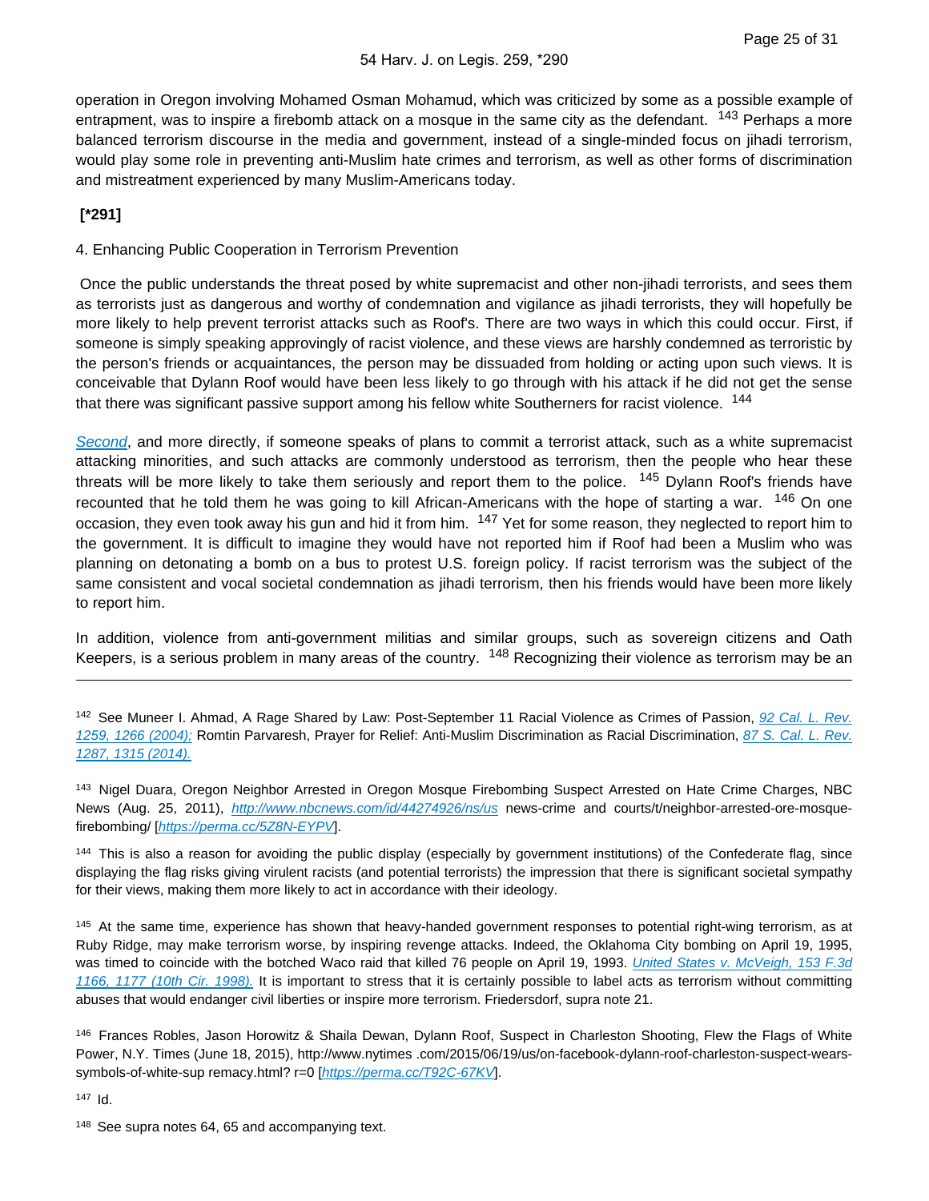operation in Oregon involving Mohamed Osman Mohamud, which was criticized by some as a possible example of entrapment, was to inspire a firebomb attack on a mosque in the same city as the defendant. [143] Perhaps a more balanced terrorism discourse in the media and government, instead of a single-minded focus on jihadi terrorism, would play some role in preventing anti-Muslim hate crimes and terrorism, as well as other forms of discrimination and mistreatment experienced by many Muslim-Americans today.

**[*291]**

4. Enhancing Public Cooperation in Terrorism Prevention

Once the public understands the threat posed by white supremacist and other non-jihadi terrorists, and sees them as terrorists just as dangerous and worthy of condemnation and vigilance as jihadi terrorists, they will hopefully be more likely to help prevent terrorist attacks such as Roof's. There are two ways in which this could occur. First, if someone is simply speaking approvingly of racist violence, and these views are harshly condemned as terroristic by the person's friends or acquaintances, the person may be dissuaded from holding or acting upon such views. It is conceivable that Dylann Roof would have been less likely to go through with his attack if he did not get the sense that there was significant passive support among his fellow white Southerners for racist violence. [144]

Second, and more directly, if someone speaks of plans to commit a terrorist attack, such as a white supremacist attacking minorities, and such attacks are commonly understood as terrorism, then the people who hear these threats will be more likely to take them seriously and report them to the police. [145] Dylann Roof's friends have recounted that he told them he was going to kill African-Americans with the hope of starting a war. [146] On one occasion, they even took away his gun and hid it from him. [147] Yet for some reason, they neglected to report him to the government. It is difficult to imagine they would have not reported him if Roof had been a Muslim who was planning on detonating a bomb on a bus to protest U.S. foreign policy. If racist terrorism was the subject of the same consistent and vocal societal condemnation as jihadi terrorism, then his friends would have been more likely to report him.

In addition, violence from anti-government militias and similar groups, such as sovereign citizens and Oath Keepers, is a serious problem in many areas of the country. [148] Recognizing their violence as terrorism may be an

---

[142] See Muneer I. Ahmad, A Rage Shared by Law: Post-September 11 Racial Violence as Crimes of Passion, 92 Cal. L. Rev. 1259, 1266 (2004); Romtin Parvaresh, Prayer for Relief: Anti-Muslim Discrimination as Racial Discrimination, 87 S. Cal. L. Rev. 1287, 1315 (2014).

[143] Nigel Duara, Oregon Neighbor Arrested in Oregon Mosque Firebombing Suspect Arrested on Hate Crime Charges, NBC News (Aug. 25, 2011), http://www.nbcnews.com/id/44274926/ns/us news-crime and courts/t/neighbor-arrested-ore-mosque-firebombing/ [https://perma.cc/5Z8N-EYPV].

[144] This is also a reason for avoiding the public display (especially by government institutions) of the Confederate flag, since displaying the flag risks giving virulent racists (and potential terrorists) the impression that there is significant societal sympathy for their views, making them more likely to act in accordance with their ideology.

[145] At the same time, experience has shown that heavy-handed government responses to potential right-wing terrorism, as at Ruby Ridge, may make terrorism worse, by inspiring revenge attacks. Indeed, the Oklahoma City bombing on April 19, 1995, was timed to coincide with the botched Waco raid that killed 76 people on April 19, 1993. United States v. McVeigh, 153 F.3d 1166, 1177 (10th Cir. 1998). It is important to stress that it is certainly possible to label acts as terrorism without committing abuses that would endanger civil liberties or inspire more terrorism. Friedersdorf, supra note 21.

[146] Frances Robles, Jason Horowitz & Shaila Dewan, Dylann Roof, Suspect in Charleston Shooting, Flew the Flags of White Power, N.Y. Times (June 18, 2015), http://www.nytimes .com/2015/06/19/us/on-facebook-dylann-roof-charleston-suspect-wears-symbols-of-white-sup remacy.html? r=0 [https://perma.cc/T92C-67KV].

[147] Id.

[148] See supra notes 64, 65 and accompanying text.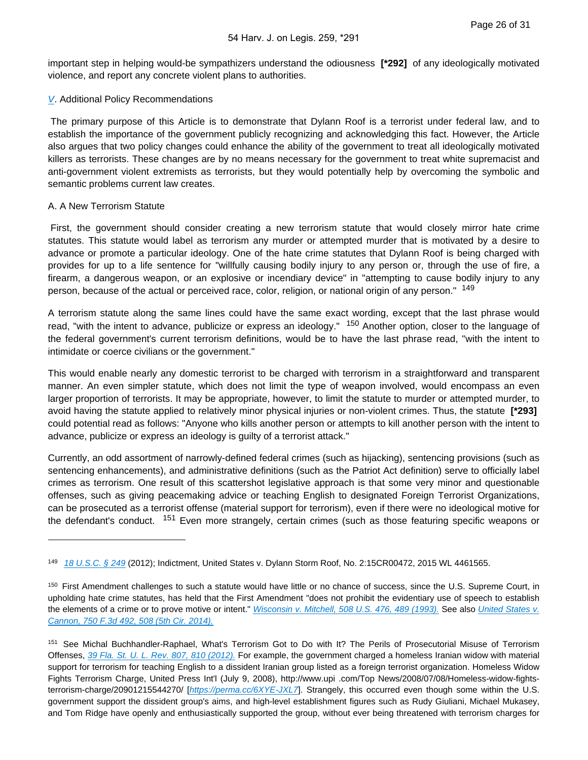important step in helping would-be sympathizers understand the odiousness **[*292]** of any ideologically motivated violence, and report any concrete violent plans to authorities.

## V. Additional Policy Recommendations

The primary purpose of this Article is to demonstrate that Dylann Roof is a terrorist under federal law, and to establish the importance of the government publicly recognizing and acknowledging this fact. However, the Article also argues that two policy changes could enhance the ability of the government to treat all ideologically motivated killers as terrorists. These changes are by no means necessary for the government to treat white supremacist and anti-government violent extremists as terrorists, but they would potentially help by overcoming the symbolic and semantic problems current law creates.

### A. A New Terrorism Statute

First, the government should consider creating a new terrorism statute that would closely mirror hate crime statutes. This statute would label as terrorism any murder or attempted murder that is motivated by a desire to advance or promote a particular ideology. One of the hate crime statutes that Dylann Roof is being charged with provides for up to a life sentence for "willfully causing bodily injury to any person or, through the use of fire, a firearm, a dangerous weapon, or an explosive or incendiary device" in "attempting to cause bodily injury to any person, because of the actual or perceived race, color, religion, or national origin of any person." [149]

A terrorism statute along the same lines could have the same exact wording, except that the last phrase would read, "with the intent to advance, publicize or express an ideology." [150] Another option, closer to the language of the federal government's current terrorism definitions, would be to have the last phrase read, "with the intent to intimidate or coerce civilians or the government."

This would enable nearly any domestic terrorist to be charged with terrorism in a straightforward and transparent manner. An even simpler statute, which does not limit the type of weapon involved, would encompass an even larger proportion of terrorists. It may be appropriate, however, to limit the statute to murder or attempted murder, to avoid having the statute applied to relatively minor physical injuries or non-violent crimes. Thus, the statute **[*293]** could potential read as follows: "Anyone who kills another person or attempts to kill another person with the intent to advance, publicize or express an ideology is guilty of a terrorist attack."

Currently, an odd assortment of narrowly-defined federal crimes (such as hijacking), sentencing provisions (such as sentencing enhancements), and administrative definitions (such as the Patriot Act definition) serve to officially label crimes as terrorism. One result of this scattershot legislative approach is that some very minor and questionable offenses, such as giving peacemaking advice or teaching English to designated Foreign Terrorist Organizations, can be prosecuted as a terrorist offense (material support for terrorism), even if there were no ideological motive for the defendant's conduct. [151] Even more strangely, certain crimes (such as those featuring specific weapons or

---

[149] *18 U.S.C. § 249* (2012); Indictment, United States v. Dylann Storm Roof, No. 2:15CR00472, 2015 WL 4461565.

[150] First Amendment challenges to such a statute would have little or no chance of success, since the U.S. Supreme Court, in upholding hate crime statutes, has held that the First Amendment "does not prohibit the evidentiary use of speech to establish the elements of a crime or to prove motive or intent." *Wisconsin v. Mitchell, 508 U.S. 476, 489 (1993).* See also *United States v. Cannon, 750 F.3d 492, 508 (5th Cir. 2014).*

[151] See Michal Buchhandler-Raphael, What's Terrorism Got to Do with It? The Perils of Prosecutorial Misuse of Terrorism Offenses, *39 Fla. St. U. L. Rev. 807, 810 (2012).* For example, the government charged a homeless Iranian widow with material support for terrorism for teaching English to a dissident Iranian group listed as a foreign terrorist organization. Homeless Widow Fights Terrorism Charge, United Press Int'l (July 9, 2008), http://www.upi .com/Top News/2008/07/08/Homeless-widow-fights-terrorism-charge/20901215544270/ [*https://perma.cc/6XYE-JXL7*]. Strangely, this occurred even though some within the U.S. government support the dissident group's aims, and high-level establishment figures such as Rudy Giuliani, Michael Mukasey, and Tom Ridge have openly and enthusiastically supported the group, without ever being threatened with terrorism charges for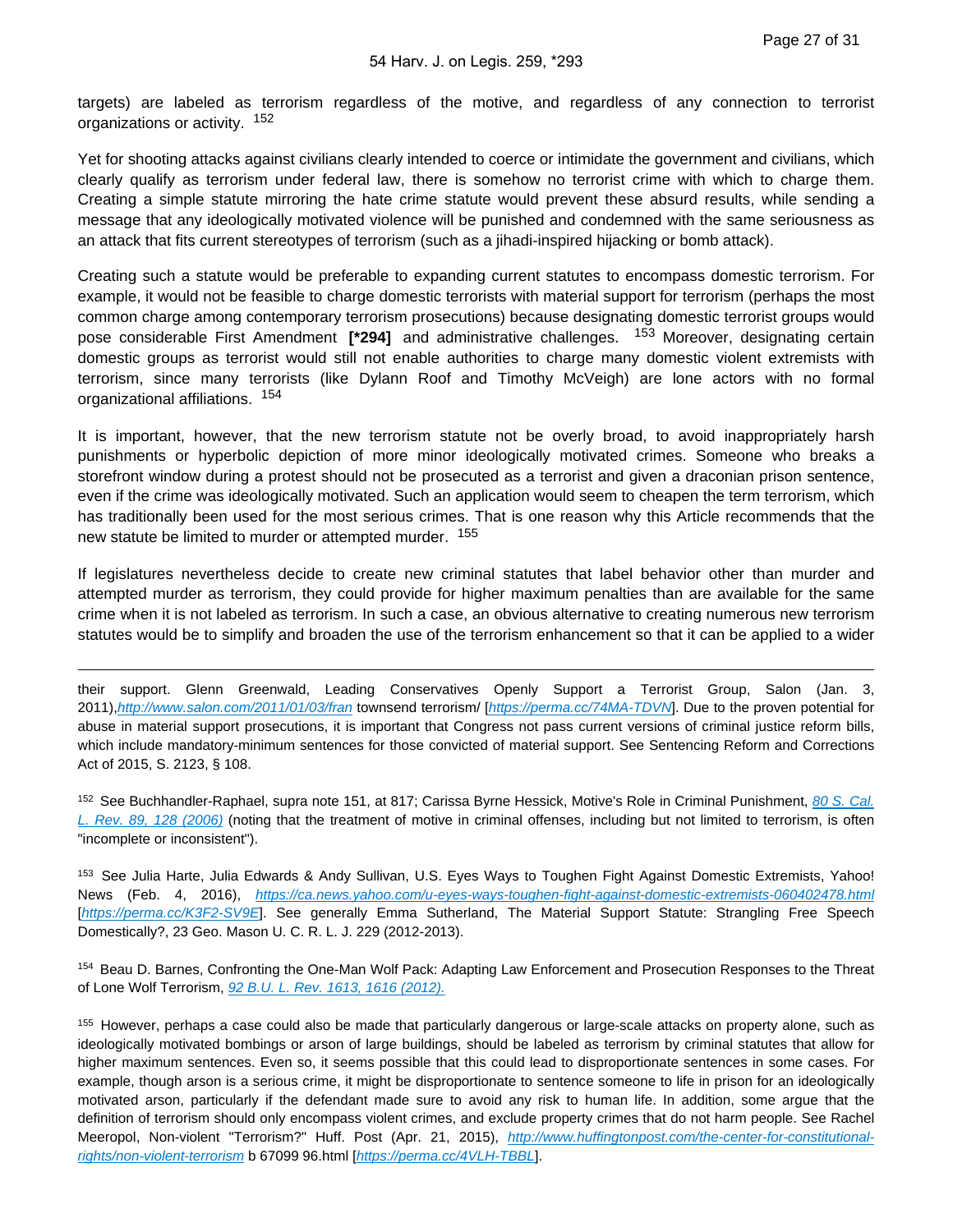targets) are labeled as terrorism regardless of the motive, and regardless of any connection to terrorist organizations or activity. [152]

Yet for shooting attacks against civilians clearly intended to coerce or intimidate the government and civilians, which clearly qualify as terrorism under federal law, there is somehow no terrorist crime with which to charge them. Creating a simple statute mirroring the hate crime statute would prevent these absurd results, while sending a message that any ideologically motivated violence will be punished and condemned with the same seriousness as an attack that fits current stereotypes of terrorism (such as a jihadi-inspired hijacking or bomb attack).

Creating such a statute would be preferable to expanding current statutes to encompass domestic terrorism. For example, it would not be feasible to charge domestic terrorists with material support for terrorism (perhaps the most common charge among contemporary terrorism prosecutions) because designating domestic terrorist groups would pose considerable First Amendment **[*294]** and administrative challenges. [153] Moreover, designating certain domestic groups as terrorist would still not enable authorities to charge many domestic violent extremists with terrorism, since many terrorists (like Dylann Roof and Timothy McVeigh) are lone actors with no formal organizational affiliations. [154]

It is important, however, that the new terrorism statute not be overly broad, to avoid inappropriately harsh punishments or hyperbolic depiction of more minor ideologically motivated crimes. Someone who breaks a storefront window during a protest should not be prosecuted as a terrorist and given a draconian prison sentence, even if the crime was ideologically motivated. Such an application would seem to cheapen the term terrorism, which has traditionally been used for the most serious crimes. That is one reason why this Article recommends that the new statute be limited to murder or attempted murder. [155]

If legislatures nevertheless decide to create new criminal statutes that label behavior other than murder and attempted murder as terrorism, they could provide for higher maximum penalties than are available for the same crime when it is not labeled as terrorism. In such a case, an obvious alternative to creating numerous new terrorism statutes would be to simplify and broaden the use of the terrorism enhancement so that it can be applied to a wider

---

their support. Glenn Greenwald, Leading Conservatives Openly Support a Terrorist Group, Salon (Jan. 3, 2011),*http://www.salon.com/2011/01/03/fran* townsend terrorism/ [*https://perma.cc/74MA-TDVN*]. Due to the proven potential for abuse in material support prosecutions, it is important that Congress not pass current versions of criminal justice reform bills, which include mandatory-minimum sentences for those convicted of material support. See Sentencing Reform and Corrections Act of 2015, S. 2123, § 108.

[152] See Buchhandler-Raphael, supra note 151, at 817; Carissa Byrne Hessick, Motive's Role in Criminal Punishment, *80 S. Cal. L. Rev. 89, 128 (2006)* (noting that the treatment of motive in criminal offenses, including but not limited to terrorism, is often "incomplete or inconsistent").

[153] See Julia Harte, Julia Edwards & Andy Sullivan, U.S. Eyes Ways to Toughen Fight Against Domestic Extremists, Yahoo! News (Feb. 4, 2016), *https://ca.news.yahoo.com/u-eyes-ways-toughen-fight-against-domestic-extremists-060402478.html* [*https://perma.cc/K3F2-SV9E*]. See generally Emma Sutherland, The Material Support Statute: Strangling Free Speech Domestically?, 23 Geo. Mason U. C. R. L. J. 229 (2012-2013).

[154] Beau D. Barnes, Confronting the One-Man Wolf Pack: Adapting Law Enforcement and Prosecution Responses to the Threat of Lone Wolf Terrorism, *92 B.U. L. Rev. 1613, 1616 (2012).*

[155] However, perhaps a case could also be made that particularly dangerous or large-scale attacks on property alone, such as ideologically motivated bombings or arson of large buildings, should be labeled as terrorism by criminal statutes that allow for higher maximum sentences. Even so, it seems possible that this could lead to disproportionate sentences in some cases. For example, though arson is a serious crime, it might be disproportionate to sentence someone to life in prison for an ideologically motivated arson, particularly if the defendant made sure to avoid any risk to human life. In addition, some argue that the definition of terrorism should only encompass violent crimes, and exclude property crimes that do not harm people. See Rachel Meeropol, Non-violent "Terrorism?" Huff. Post (Apr. 21, 2015), *http://www.huffingtonpost.com/the-center-for-constitutional-rights/non-violent-terrorism* b 67099 96.html [*https://perma.cc/4VLH-TBBL*].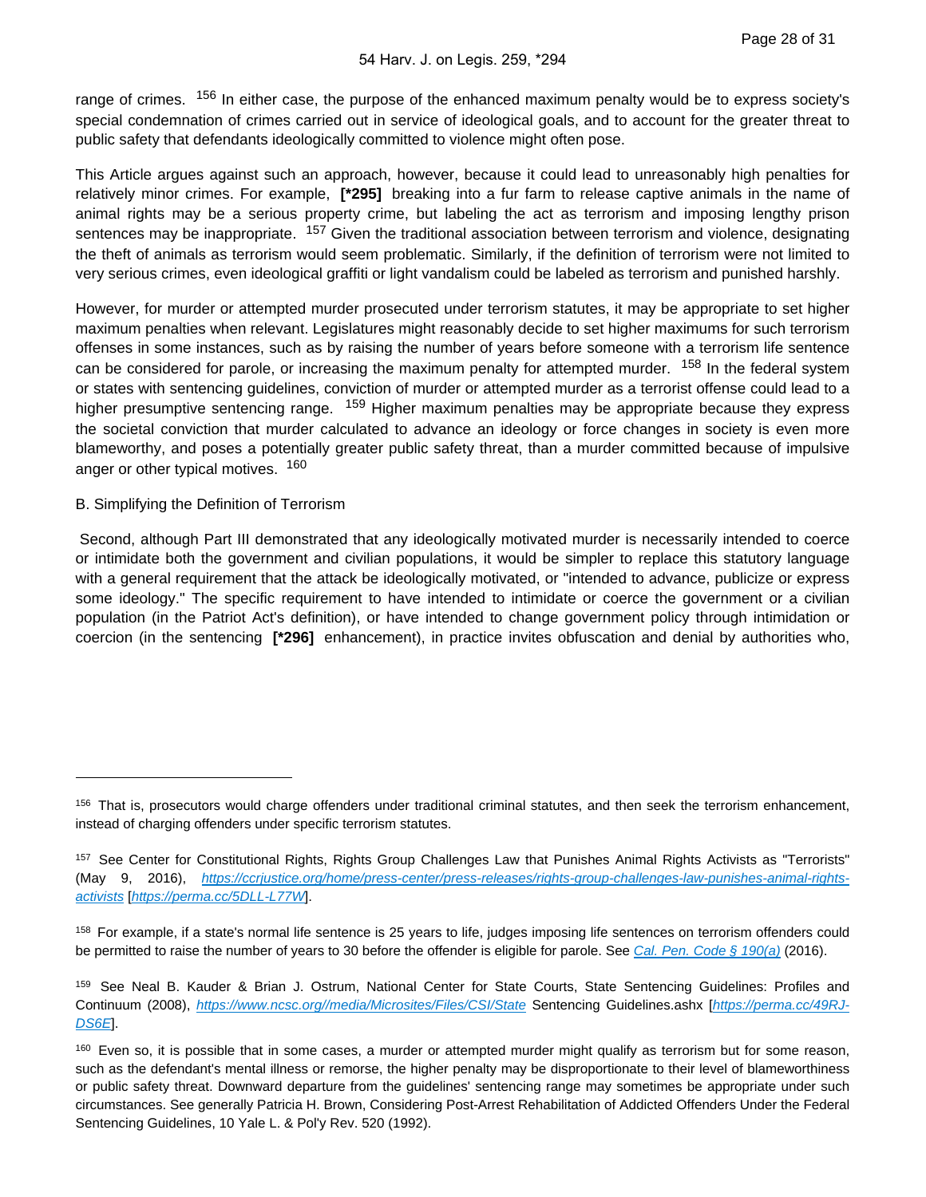range of crimes. [156] In either case, the purpose of the enhanced maximum penalty would be to express society's special condemnation of crimes carried out in service of ideological goals, and to account for the greater threat to public safety that defendants ideologically committed to violence might often pose.

This Article argues against such an approach, however, because it could lead to unreasonably high penalties for relatively minor crimes. For example, **[*295]** breaking into a fur farm to release captive animals in the name of animal rights may be a serious property crime, but labeling the act as terrorism and imposing lengthy prison sentences may be inappropriate. [157] Given the traditional association between terrorism and violence, designating the theft of animals as terrorism would seem problematic. Similarly, if the definition of terrorism were not limited to very serious crimes, even ideological graffiti or light vandalism could be labeled as terrorism and punished harshly.

However, for murder or attempted murder prosecuted under terrorism statutes, it may be appropriate to set higher maximum penalties when relevant. Legislatures might reasonably decide to set higher maximums for such terrorism offenses in some instances, such as by raising the number of years before someone with a terrorism life sentence can be considered for parole, or increasing the maximum penalty for attempted murder. [158] In the federal system or states with sentencing guidelines, conviction of murder or attempted murder as a terrorist offense could lead to a higher presumptive sentencing range. [159] Higher maximum penalties may be appropriate because they express the societal conviction that murder calculated to advance an ideology or force changes in society is even more blameworthy, and poses a potentially greater public safety threat, than a murder committed because of impulsive anger or other typical motives. [160]

B. Simplifying the Definition of Terrorism

Second, although Part III demonstrated that any ideologically motivated murder is necessarily intended to coerce or intimidate both the government and civilian populations, it would be simpler to replace this statutory language with a general requirement that the attack be ideologically motivated, or "intended to advance, publicize or express some ideology." The specific requirement to have intended to intimidate or coerce the government or a civilian population (in the Patriot Act's definition), or have intended to change government policy through intimidation or coercion (in the sentencing **[*296]** enhancement), in practice invites obfuscation and denial by authorities who,

---

[156] That is, prosecutors would charge offenders under traditional criminal statutes, and then seek the terrorism enhancement, instead of charging offenders under specific terrorism statutes.

[157] See Center for Constitutional Rights, Rights Group Challenges Law that Punishes Animal Rights Activists as "Terrorists" (May 9, 2016), https://ccrjustice.org/home/press-center/press-releases/rights-group-challenges-law-punishes-animal-rights-activists [https://perma.cc/5DLL-L77W].

[158] For example, if a state's normal life sentence is 25 years to life, judges imposing life sentences on terrorism offenders could be permitted to raise the number of years to 30 before the offender is eligible for parole. See Cal. Pen. Code § 190(a) (2016).

[159] See Neal B. Kauder & Brian J. Ostrum, National Center for State Courts, State Sentencing Guidelines: Profiles and Continuum (2008), https://www.ncsc.org//media/Microsites/Files/CSI/State Sentencing Guidelines.ashx [https://perma.cc/49RJ-DS6E].

[160] Even so, it is possible that in some cases, a murder or attempted murder might qualify as terrorism but for some reason, such as the defendant's mental illness or remorse, the higher penalty may be disproportionate to their level of blameworthiness or public safety threat. Downward departure from the guidelines' sentencing range may sometimes be appropriate under such circumstances. See generally Patricia H. Brown, Considering Post-Arrest Rehabilitation of Addicted Offenders Under the Federal Sentencing Guidelines, 10 Yale L. & Pol'y Rev. 520 (1992).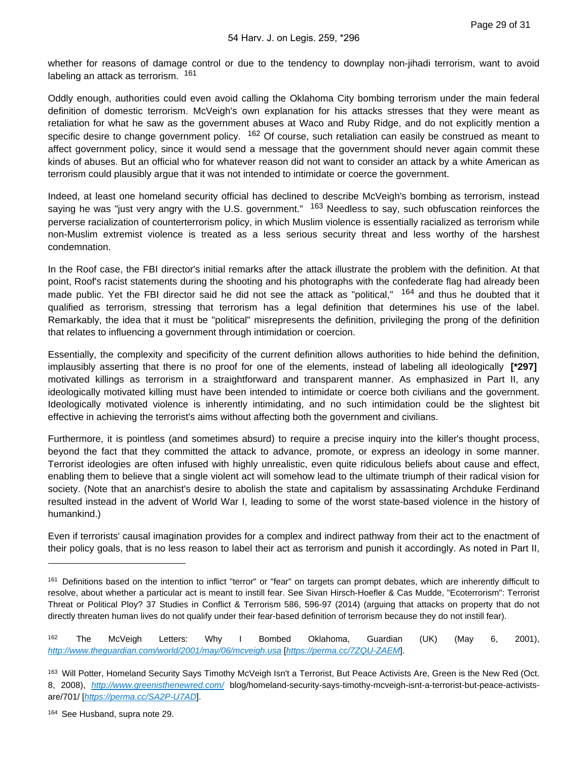whether for reasons of damage control or due to the tendency to downplay non-jihadi terrorism, want to avoid labeling an attack as terrorism. [161]

Oddly enough, authorities could even avoid calling the Oklahoma City bombing terrorism under the main federal definition of domestic terrorism. McVeigh's own explanation for his attacks stresses that they were meant as retaliation for what he saw as the government abuses at Waco and Ruby Ridge, and do not explicitly mention a specific desire to change government policy. [162] Of course, such retaliation can easily be construed as meant to affect government policy, since it would send a message that the government should never again commit these kinds of abuses. But an official who for whatever reason did not want to consider an attack by a white American as terrorism could plausibly argue that it was not intended to intimidate or coerce the government.

Indeed, at least one homeland security official has declined to describe McVeigh's bombing as terrorism, instead saying he was "just very angry with the U.S. government." [163] Needless to say, such obfuscation reinforces the perverse racialization of counterterrorism policy, in which Muslim violence is essentially racialized as terrorism while non-Muslim extremist violence is treated as a less serious security threat and less worthy of the harshest condemnation.

In the Roof case, the FBI director's initial remarks after the attack illustrate the problem with the definition. At that point, Roof's racist statements during the shooting and his photographs with the confederate flag had already been made public. Yet the FBI director said he did not see the attack as "political," [164] and thus he doubted that it qualified as terrorism, stressing that terrorism has a legal definition that determines his use of the label. Remarkably, the idea that it must be "political" misrepresents the definition, privileging the prong of the definition that relates to influencing a government through intimidation or coercion.

Essentially, the complexity and specificity of the current definition allows authorities to hide behind the definition, implausibly asserting that there is no proof for one of the elements, instead of labeling all ideologically **[*297]** motivated killings as terrorism in a straightforward and transparent manner. As emphasized in Part II, any ideologically motivated killing must have been intended to intimidate or coerce both civilians and the government. Ideologically motivated violence is inherently intimidating, and no such intimidation could be the slightest bit effective in achieving the terrorist's aims without affecting both the government and civilians.

Furthermore, it is pointless (and sometimes absurd) to require a precise inquiry into the killer's thought process, beyond the fact that they committed the attack to advance, promote, or express an ideology in some manner. Terrorist ideologies are often infused with highly unrealistic, even quite ridiculous beliefs about cause and effect, enabling them to believe that a single violent act will somehow lead to the ultimate triumph of their radical vision for society. (Note that an anarchist's desire to abolish the state and capitalism by assassinating Archduke Ferdinand resulted instead in the advent of World War I, leading to some of the worst state-based violence in the history of humankind.)

Even if terrorists' causal imagination provides for a complex and indirect pathway from their act to the enactment of their policy goals, that is no less reason to label their act as terrorism and punish it accordingly. As noted in Part II,

---

[161] Definitions based on the intention to inflict "terror" or "fear" on targets can prompt debates, which are inherently difficult to resolve, about whether a particular act is meant to instill fear. See Sivan Hirsch-Hoefler & Cas Mudde, "Ecoterrorism": Terrorist Threat or Political Ploy? 37 Studies in Conflict & Terrorism 586, 596-97 (2014) (arguing that attacks on property that do not directly threaten human lives do not qualify under their fear-based definition of terrorism because they do not instill fear).

[162] The McVeigh Letters: Why I Bombed Oklahoma, Guardian (UK) (May 6, 2001), *http://www.theguardian.com/world/2001/may/06/mcveigh.usa* [*https://perma.cc/7ZQU-ZAEM*].

[163] Will Potter, Homeland Security Says Timothy McVeigh Isn't a Terrorist, But Peace Activists Are, Green is the New Red (Oct. 8, 2008), *http://www.greenisthenewred.com/* blog/homeland-security-says-timothy-mcveigh-isnt-a-terrorist-but-peace-activists-are/701/ [*https://perma.cc/SA2P-U7AD*].

[164] See Husband, supra note 29.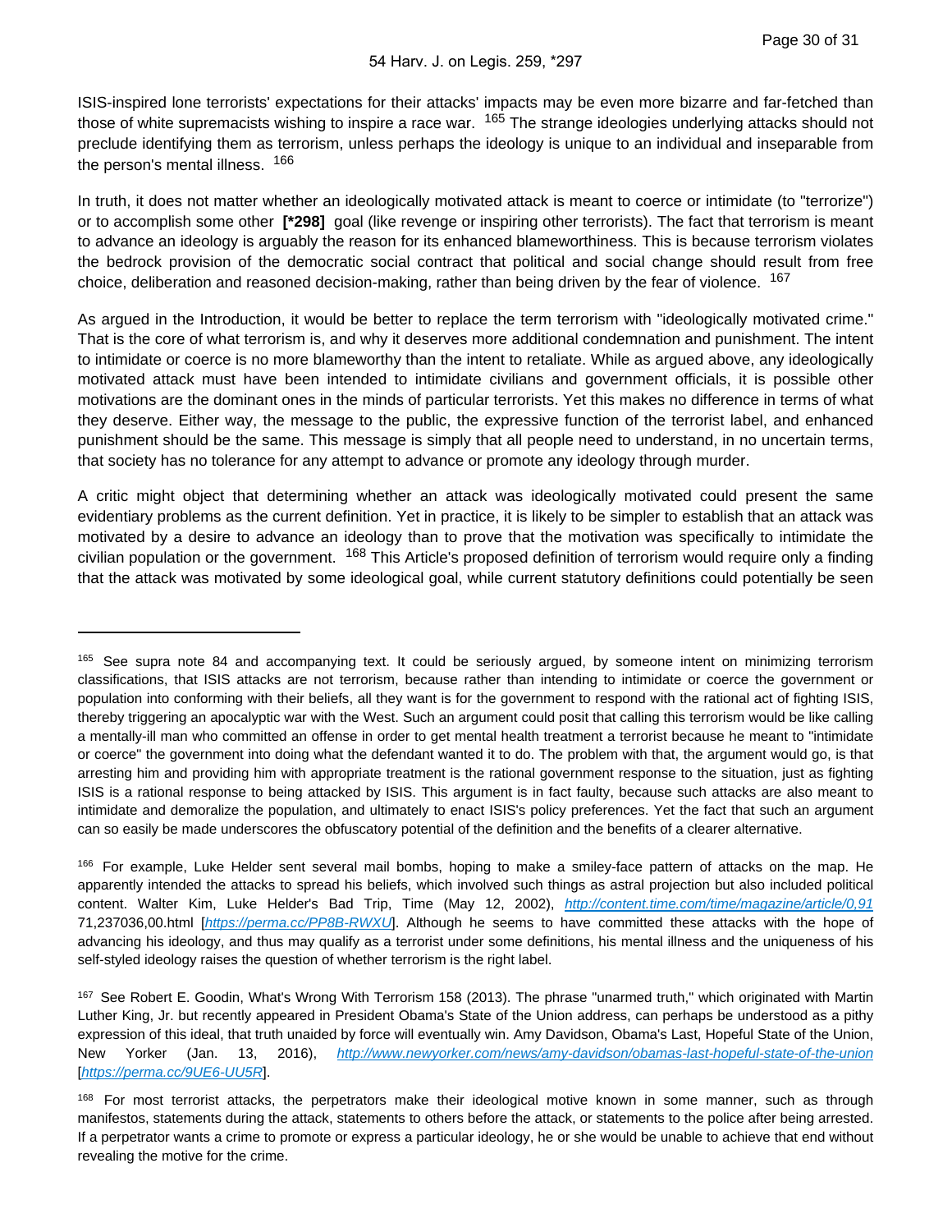ISIS-inspired lone terrorists' expectations for their attacks' impacts may be even more bizarre and far-fetched than those of white supremacists wishing to inspire a race war. [165] The strange ideologies underlying attacks should not preclude identifying them as terrorism, unless perhaps the ideology is unique to an individual and inseparable from the person's mental illness. [166]

In truth, it does not matter whether an ideologically motivated attack is meant to coerce or intimidate (to "terrorize") or to accomplish some other **[*298]** goal (like revenge or inspiring other terrorists). The fact that terrorism is meant to advance an ideology is arguably the reason for its enhanced blameworthiness. This is because terrorism violates the bedrock provision of the democratic social contract that political and social change should result from free choice, deliberation and reasoned decision-making, rather than being driven by the fear of violence. [167]

As argued in the Introduction, it would be better to replace the term terrorism with "ideologically motivated crime." That is the core of what terrorism is, and why it deserves more additional condemnation and punishment. The intent to intimidate or coerce is no more blameworthy than the intent to retaliate. While as argued above, any ideologically motivated attack must have been intended to intimidate civilians and government officials, it is possible other motivations are the dominant ones in the minds of particular terrorists. Yet this makes no difference in terms of what they deserve. Either way, the message to the public, the expressive function of the terrorist label, and enhanced punishment should be the same. This message is simply that all people need to understand, in no uncertain terms, that society has no tolerance for any attempt to advance or promote any ideology through murder.

A critic might object that determining whether an attack was ideologically motivated could present the same evidentiary problems as the current definition. Yet in practice, it is likely to be simpler to establish that an attack was motivated by a desire to advance an ideology than to prove that the motivation was specifically to intimidate the civilian population or the government. [168] This Article's proposed definition of terrorism would require only a finding that the attack was motivated by some ideological goal, while current statutory definitions could potentially be seen

---

[165] See supra note 84 and accompanying text. It could be seriously argued, by someone intent on minimizing terrorism classifications, that ISIS attacks are not terrorism, because rather than intending to intimidate or coerce the government or population into conforming with their beliefs, all they want is for the government to respond with the rational act of fighting ISIS, thereby triggering an apocalyptic war with the West. Such an argument could posit that calling this terrorism would be like calling a mentally-ill man who committed an offense in order to get mental health treatment a terrorist because he meant to "intimidate or coerce" the government into doing what the defendant wanted it to do. The problem with that, the argument would go, is that arresting him and providing him with appropriate treatment is the rational government response to the situation, just as fighting ISIS is a rational response to being attacked by ISIS. This argument is in fact faulty, because such attacks are also meant to intimidate and demoralize the population, and ultimately to enact ISIS's policy preferences. Yet the fact that such an argument can so easily be made underscores the obfuscatory potential of the definition and the benefits of a clearer alternative.

[166] For example, Luke Helder sent several mail bombs, hoping to make a smiley-face pattern of attacks on the map. He apparently intended the attacks to spread his beliefs, which involved such things as astral projection but also included political content. Walter Kim, Luke Helder's Bad Trip, Time (May 12, 2002), http://content.time.com/time/magazine/article/0,9171,237036,00.html [https://perma.cc/PP8B-RWXU]. Although he seems to have committed these attacks with the hope of advancing his ideology, and thus may qualify as a terrorist under some definitions, his mental illness and the uniqueness of his self-styled ideology raises the question of whether terrorism is the right label.

[167] See Robert E. Goodin, What's Wrong With Terrorism 158 (2013). The phrase "unarmed truth," which originated with Martin Luther King, Jr. but recently appeared in President Obama's State of the Union address, can perhaps be understood as a pithy expression of this ideal, that truth unaided by force will eventually win. Amy Davidson, Obama's Last, Hopeful State of the Union, New Yorker (Jan. 13, 2016), http://www.newyorker.com/news/amy-davidson/obamas-last-hopeful-state-of-the-union [https://perma.cc/9UE6-UU5R].

[168] For most terrorist attacks, the perpetrators make their ideological motive known in some manner, such as through manifestos, statements during the attack, statements to others before the attack, or statements to the police after being arrested. If a perpetrator wants a crime to promote or express a particular ideology, he or she would be unable to achieve that end without revealing the motive for the crime.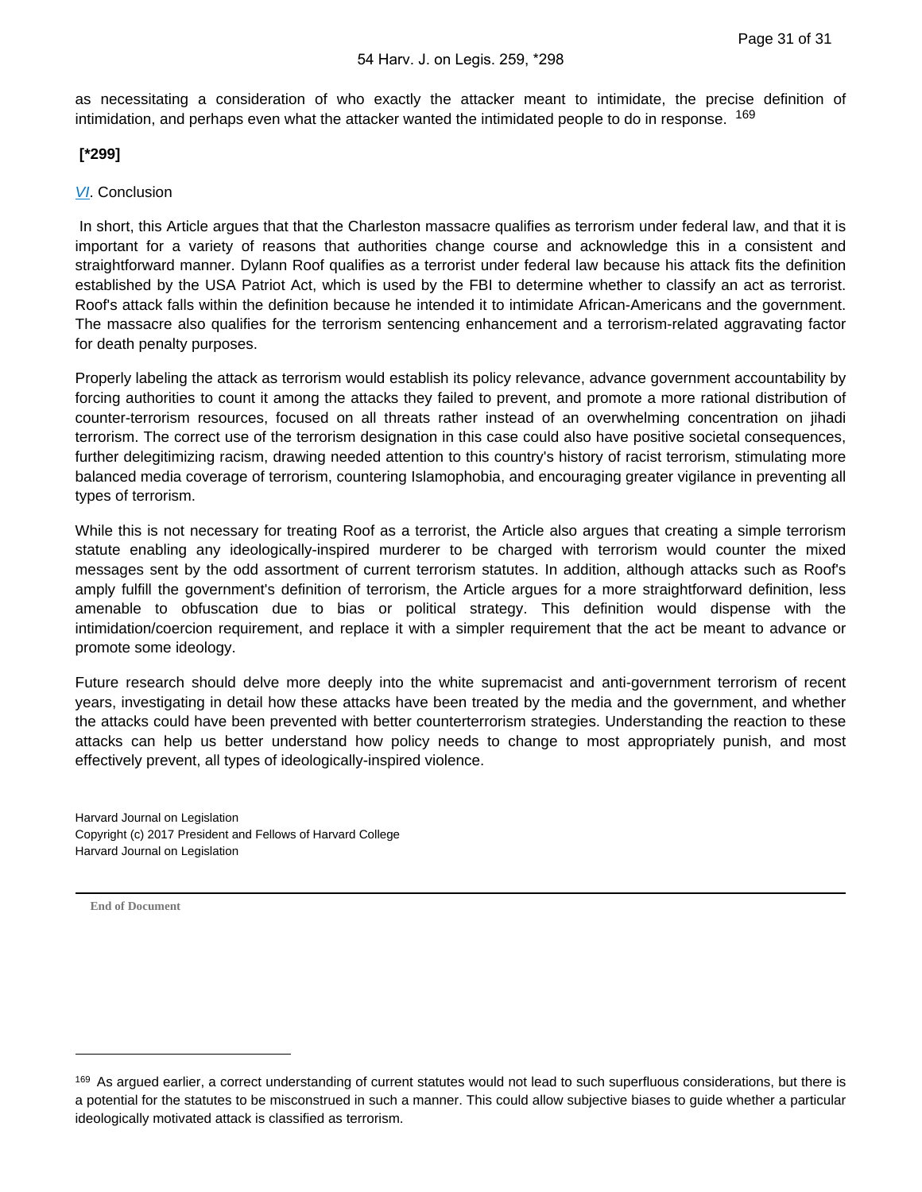as necessitating a consideration of who exactly the attacker meant to intimidate, the precise definition of intimidation, and perhaps even what the attacker wanted the intimidated people to do in response. [169]

**[*299]**

## VI. Conclusion

In short, this Article argues that that the Charleston massacre qualifies as terrorism under federal law, and that it is important for a variety of reasons that authorities change course and acknowledge this in a consistent and straightforward manner. Dylann Roof qualifies as a terrorist under federal law because his attack fits the definition established by the USA Patriot Act, which is used by the FBI to determine whether to classify an act as terrorist. Roof's attack falls within the definition because he intended it to intimidate African-Americans and the government. The massacre also qualifies for the terrorism sentencing enhancement and a terrorism-related aggravating factor for death penalty purposes.

Properly labeling the attack as terrorism would establish its policy relevance, advance government accountability by forcing authorities to count it among the attacks they failed to prevent, and promote a more rational distribution of counter-terrorism resources, focused on all threats rather instead of an overwhelming concentration on jihadi terrorism. The correct use of the terrorism designation in this case could also have positive societal consequences, further delegitimizing racism, drawing needed attention to this country's history of racist terrorism, stimulating more balanced media coverage of terrorism, countering Islamophobia, and encouraging greater vigilance in preventing all types of terrorism.

While this is not necessary for treating Roof as a terrorist, the Article also argues that creating a simple terrorism statute enabling any ideologically-inspired murderer to be charged with terrorism would counter the mixed messages sent by the odd assortment of current terrorism statutes. In addition, although attacks such as Roof's amply fulfill the government's definition of terrorism, the Article argues for a more straightforward definition, less amenable to obfuscation due to bias or political strategy. This definition would dispense with the intimidation/coercion requirement, and replace it with a simpler requirement that the act be meant to advance or promote some ideology.

Future research should delve more deeply into the white supremacist and anti-government terrorism of recent years, investigating in detail how these attacks have been treated by the media and the government, and whether the attacks could have been prevented with better counterterrorism strategies. Understanding the reaction to these attacks can help us better understand how policy needs to change to most appropriately punish, and most effectively prevent, all types of ideologically-inspired violence.

Harvard Journal on Legislation
Copyright (c) 2017 President and Fellows of Harvard College
Harvard Journal on Legislation

**End of Document**

---

[169] As argued earlier, a correct understanding of current statutes would not lead to such superfluous considerations, but there is a potential for the statutes to be misconstrued in such a manner. This could allow subjective biases to guide whether a particular ideologically motivated attack is classified as terrorism.